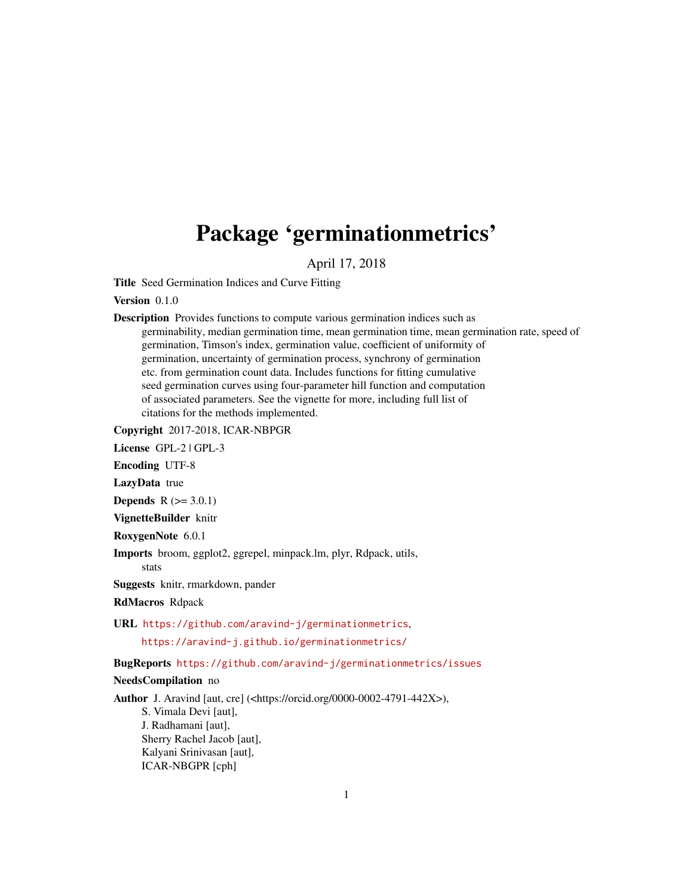# Package 'germinationmetrics'

April 17, 2018

**Title** Seed Germination Indices and Curve Fitting

**Version** 0.1.0

**Description** Provides functions to compute various germination indices such as germinability, median germination time, mean germination time, mean germination rate, speed of germination, Timson's index, germination value, coefficient of uniformity of germination, uncertainty of germination process, synchrony of germination etc. from germination count data. Includes functions for fitting cumulative seed germination curves using four-parameter hill function and computation of associated parameters. See the vignette for more, including full list of citations for the methods implemented.

**Copyright** 2017-2018, ICAR-NBPGR

**License** GPL-2 | GPL-3

**Encoding** UTF-8

**LazyData** true

**Depends** R (>= 3.0.1)

**VignetteBuilder** knitr

**RoxygenNote** 6.0.1

**Imports** broom, ggplot2, ggrepel, minpack.lm, plyr, Rdpack, utils, stats

**Suggests** knitr, rmarkdown, pander

**RdMacros** Rdpack

**URL** https://github.com/aravind-j/germinationmetrics, https://aravind-j.github.io/germinationmetrics/

**BugReports** https://github.com/aravind-j/germinationmetrics/issues

**NeedsCompilation** no

**Author** J. Aravind [aut, cre] (<https://orcid.org/0000-0002-4791-442X>), S. Vimala Devi [aut], J. Radhamani [aut], Sherry Rachel Jacob [aut], Kalyani Srinivasan [aut], ICAR-NBGPR [cph]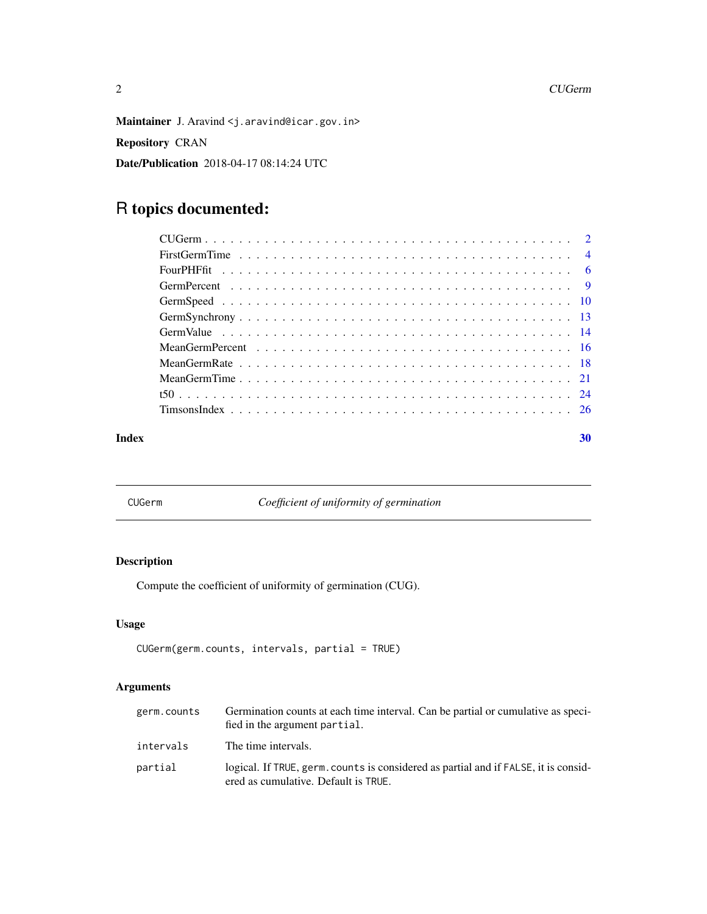**Maintainer** J. Aravind <j.aravind@icar.gov.in>

**Repository** CRAN

**Date/Publication** 2018-04-17 08:14:24 UTC

# R topics documented:

| | |
|---|---|
| CUGerm | 2 |
| FirstGermTime | 4 |
| FourPHFfit | 6 |
| GermPercent | 9 |
| GermSpeed | 10 |
| GermSynchrony | 13 |
| GermValue | 14 |
| MeanGermPercent | 16 |
| MeanGermRate | 18 |
| MeanGermTime | 21 |
| t50 | 24 |
| TimsonsIndex | 26 |
| **Index** | **30** |

---

## CUGerm — *Coefficient of uniformity of germination*

### Description

Compute the coefficient of uniformity of germination (CUG).

### Usage

```
CUGerm(germ.counts, intervals, partial = TRUE)
```

### Arguments

| | |
|---|---|
| `germ.counts` | Germination counts at each time interval. Can be partial or cumulative as specified in the argument `partial`. |
| `intervals` | The time intervals. |
| `partial` | logical. If `TRUE`, `germ.counts` is considered as partial and if `FALSE`, it is considered as cumulative. Default is `TRUE`. |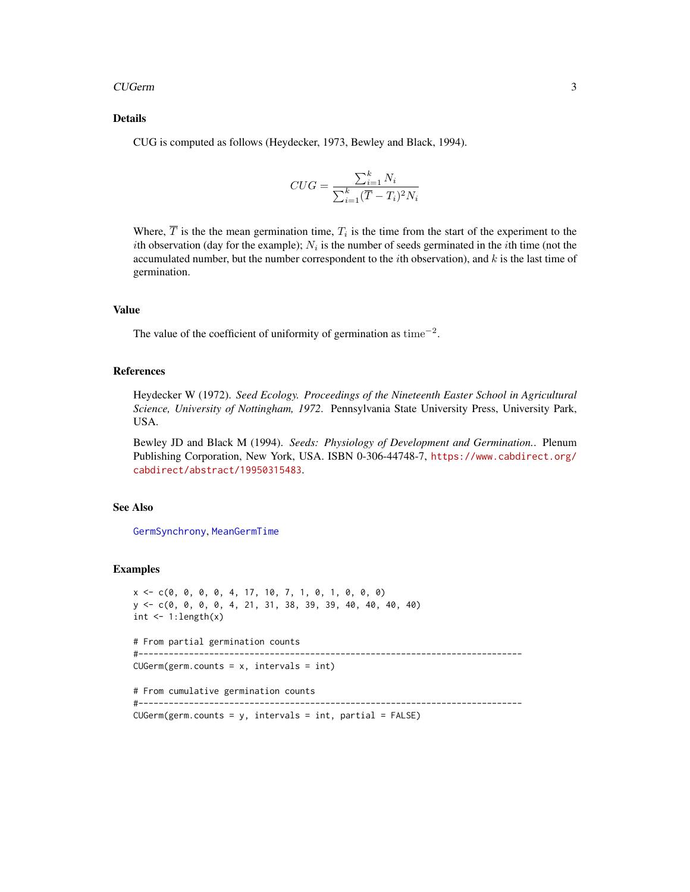## Details

CUG is computed as follows (Heydecker, 1973, Bewley and Black, 1994).

$$CUG = \frac{\sum_{i=1}^{k} N_i}{\sum_{i=1}^{k} (\overline{T} - T_i)^2 N_i}$$

Where, $\overline{T}$ is the the mean germination time, $T_i$ is the time from the start of the experiment to the $i$th observation (day for the example); $N_i$ is the number of seeds germinated in the $i$th time (not the accumulated number, but the number correspondent to the $i$th observation), and $k$ is the last time of germination.

## Value

The value of the coefficient of uniformity of germination as $\mathrm{time}^{-2}$.

## References

Heydecker W (1972). *Seed Ecology. Proceedings of the Nineteenth Easter School in Agricultural Science, University of Nottingham, 1972*. Pennsylvania State University Press, University Park, USA.

Bewley JD and Black M (1994). *Seeds: Physiology of Development and Germination.*. Plenum Publishing Corporation, New York, USA. ISBN 0-306-44748-7, https://www.cabdirect.org/cabdirect/abstract/19950315483.

## See Also

GermSynchrony, MeanGermTime

## Examples

```
x <- c(0, 0, 0, 0, 4, 17, 10, 7, 1, 0, 1, 0, 0, 0)
y <- c(0, 0, 0, 0, 4, 21, 31, 38, 39, 39, 40, 40, 40, 40)
int <- 1:length(x)

# From partial germination counts
#----------------------------------------------------------------------------
CUGerm(germ.counts = x, intervals = int)

# From cumulative germination counts
#----------------------------------------------------------------------------
CUGerm(germ.counts = y, intervals = int, partial = FALSE)
```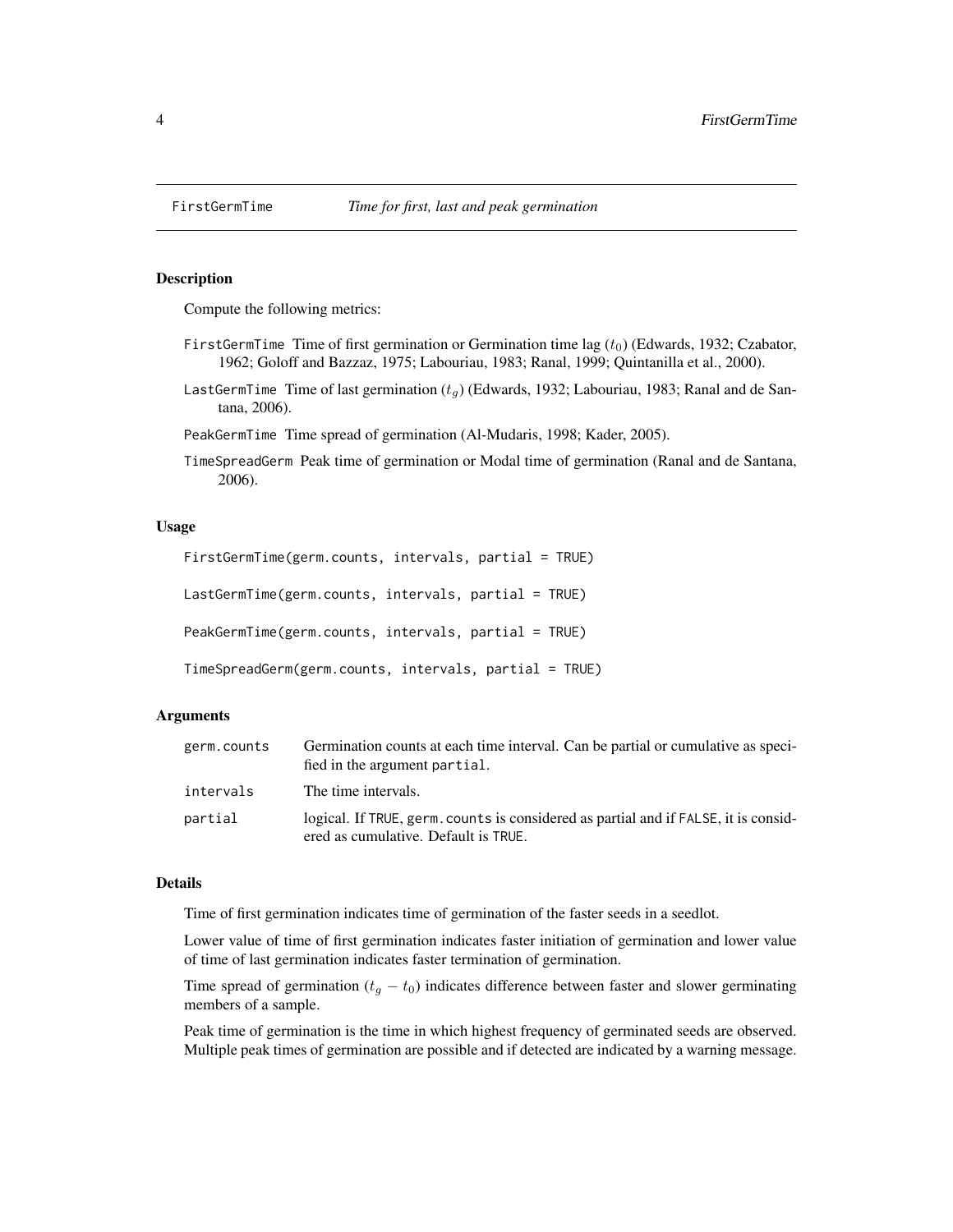FirstGermTime    *Time for first, last and peak germination*

## Description

Compute the following metrics:

FirstGermTime Time of first germination or Germination time lag ($t_0$) (Edwards, 1932; Czabator, 1962; Goloff and Bazzaz, 1975; Labouriau, 1983; Ranal, 1999; Quintanilla et al., 2000).

LastGermTime Time of last germination ($t_g$) (Edwards, 1932; Labouriau, 1983; Ranal and de Santana, 2006).

PeakGermTime Time spread of germination (Al-Mudaris, 1998; Kader, 2005).

TimeSpreadGerm Peak time of germination or Modal time of germination (Ranal and de Santana, 2006).

## Usage

```
FirstGermTime(germ.counts, intervals, partial = TRUE)

LastGermTime(germ.counts, intervals, partial = TRUE)

PeakGermTime(germ.counts, intervals, partial = TRUE)

TimeSpreadGerm(germ.counts, intervals, partial = TRUE)
```

## Arguments

| | |
|---|---|
| germ.counts | Germination counts at each time interval. Can be partial or cumulative as specified in the argument partial. |
| intervals | The time intervals. |
| partial | logical. If TRUE, germ.counts is considered as partial and if FALSE, it is considered as cumulative. Default is TRUE. |

## Details

Time of first germination indicates time of germination of the faster seeds in a seedlot.

Lower value of time of first germination indicates faster initiation of germination and lower value of time of last germination indicates faster termination of germination.

Time spread of germination ($t_g - t_0$) indicates difference between faster and slower germinating members of a sample.

Peak time of germination is the time in which highest frequency of germinated seeds are observed. Multiple peak times of germination are possible and if detected are indicated by a warning message.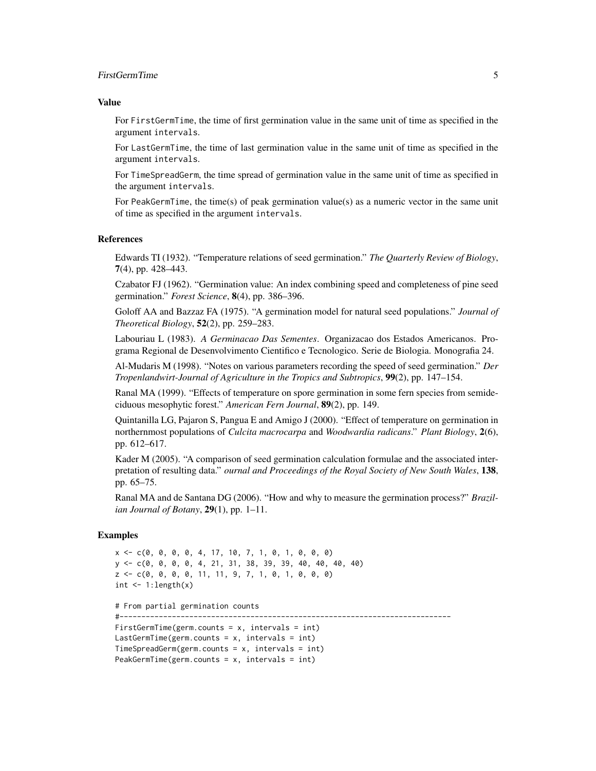### Value

For `FirstGermTime`, the time of first germination value in the same unit of time as specified in the argument `intervals`.

For `LastGermTime`, the time of last germination value in the same unit of time as specified in the argument `intervals`.

For `TimeSpreadGerm`, the time spread of germination value in the same unit of time as specified in the argument `intervals`.

For `PeakGermTime`, the time(s) of peak germination value(s) as a numeric vector in the same unit of time as specified in the argument `intervals`.

### References

Edwards TI (1932). "Temperature relations of seed germination." *The Quarterly Review of Biology*, **7**(4), pp. 428–443.

Czabator FJ (1962). "Germination value: An index combining speed and completeness of pine seed germination." *Forest Science*, **8**(4), pp. 386–396.

Goloff AA and Bazzaz FA (1975). "A germination model for natural seed populations." *Journal of Theoretical Biology*, **52**(2), pp. 259–283.

Labouriau L (1983). *A Germinacao Das Sementes*. Organizacao dos Estados Americanos. Programa Regional de Desenvolvimento Cientifico e Tecnologico. Serie de Biologia. Monografia 24.

Al-Mudaris M (1998). "Notes on various parameters recording the speed of seed germination." *Der Tropenlandwirt-Journal of Agriculture in the Tropics and Subtropics*, **99**(2), pp. 147–154.

Ranal MA (1999). "Effects of temperature on spore germination in some fern species from semideciduous mesophytic forest." *American Fern Journal*, **89**(2), pp. 149.

Quintanilla LG, Pajaron S, Pangua E and Amigo J (2000). "Effect of temperature on germination in northernmost populations of *Culcita macrocarpa* and *Woodwardia radicans*." *Plant Biology*, **2**(6), pp. 612–617.

Kader M (2005). "A comparison of seed germination calculation formulae and the associated interpretation of resulting data." *ournal and Proceedings of the Royal Society of New South Wales*, **138**, pp. 65–75.

Ranal MA and de Santana DG (2006). "How and why to measure the germination process?" *Brazilian Journal of Botany*, **29**(1), pp. 1–11.

### Examples

```
x <- c(0, 0, 0, 0, 4, 17, 10, 7, 1, 0, 1, 0, 0, 0)
y <- c(0, 0, 0, 0, 4, 21, 31, 38, 39, 39, 40, 40, 40, 40)
z <- c(0, 0, 0, 0, 11, 11, 9, 7, 1, 0, 1, 0, 0, 0)
int <- 1:length(x)

# From partial germination counts
#----------------------------------------------------------------------------
FirstGermTime(germ.counts = x, intervals = int)
LastGermTime(germ.counts = x, intervals = int)
TimeSpreadGerm(germ.counts = x, intervals = int)
PeakGermTime(germ.counts = x, intervals = int)
```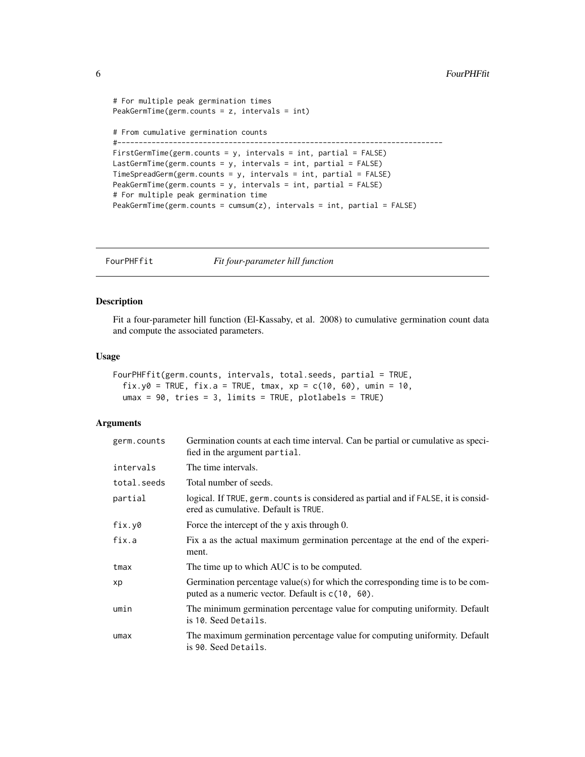```
# For multiple peak germination times
PeakGermTime(germ.counts = z, intervals = int)

# From cumulative germination counts
#----------------------------------------------------------------------------
FirstGermTime(germ.counts = y, intervals = int, partial = FALSE)
LastGermTime(germ.counts = y, intervals = int, partial = FALSE)
TimeSpreadGerm(germ.counts = y, intervals = int, partial = FALSE)
PeakGermTime(germ.counts = y, intervals = int, partial = FALSE)
# For multiple peak germination time
PeakGermTime(germ.counts = cumsum(z), intervals = int, partial = FALSE)
```

## FourPHFfit *Fit four-parameter hill function*

### Description

Fit a four-parameter hill function (El-Kassaby, et al. 2008) to cumulative germination count data and compute the associated parameters.

### Usage

```
FourPHFfit(germ.counts, intervals, total.seeds, partial = TRUE,
  fix.y0 = TRUE, fix.a = TRUE, tmax, xp = c(10, 60), umin = 10,
  umax = 90, tries = 3, limits = TRUE, plotlabels = TRUE)
```

### Arguments

| | |
|---|---|
| `germ.counts` | Germination counts at each time interval. Can be partial or cumulative as specified in the argument `partial`. |
| `intervals` | The time intervals. |
| `total.seeds` | Total number of seeds. |
| `partial` | logical. If `TRUE`, `germ.counts` is considered as partial and if `FALSE`, it is considered as cumulative. Default is `TRUE`. |
| `fix.y0` | Force the intercept of the y axis through 0. |
| `fix.a` | Fix a as the actual maximum germination percentage at the end of the experiment. |
| `tmax` | The time up to which AUC is to be computed. |
| `xp` | Germination percentage value(s) for which the corresponding time is to be computed as a numeric vector. Default is `c(10, 60)`. |
| `umin` | The minimum germination percentage value for computing uniformity. Default is `10`. Seed `Details`. |
| `umax` | The maximum germination percentage value for computing uniformity. Default is `90`. Seed `Details`. |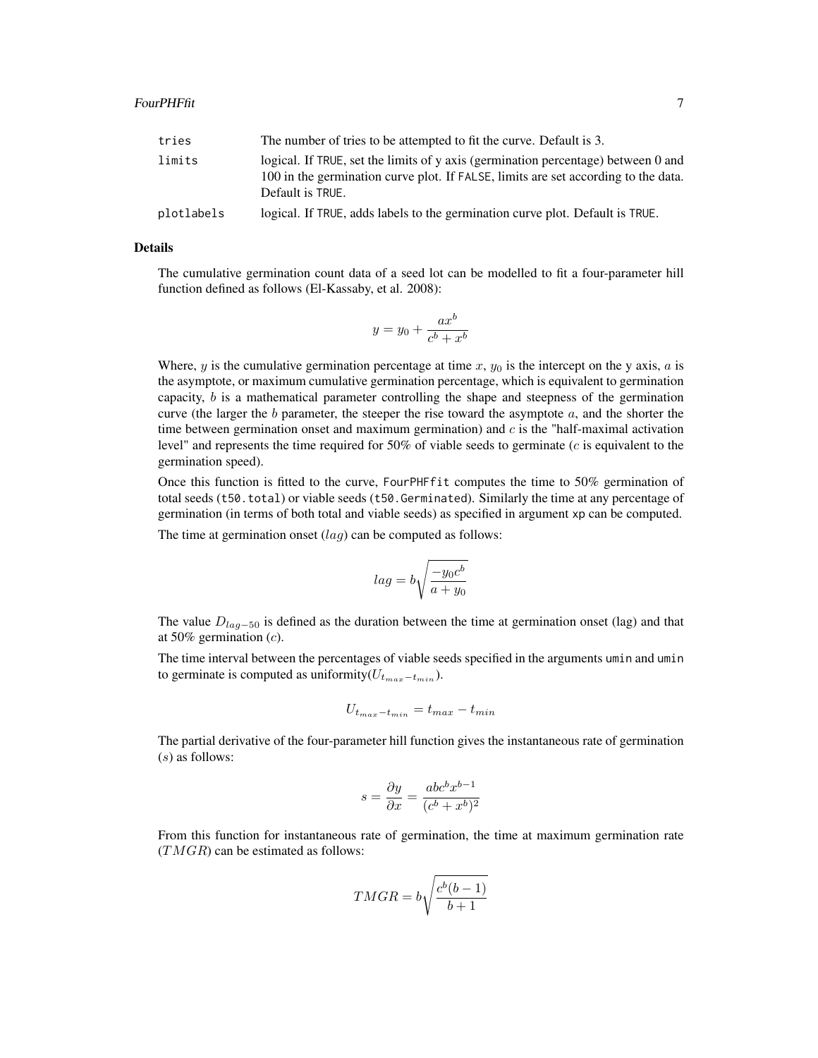| | |
|---|---|
| tries | The number of tries to be attempted to fit the curve. Default is 3. |
| limits | logical. If TRUE, set the limits of y axis (germination percentage) between 0 and 100 in the germination curve plot. If FALSE, limits are set according to the data. Default is TRUE. |
| plotlabels | logical. If TRUE, adds labels to the germination curve plot. Default is TRUE. |

## Details

The cumulative germination count data of a seed lot can be modelled to fit a four-parameter hill function defined as follows (El-Kassaby, et al. 2008):

$$y = y_0 + \frac{ax^b}{c^b + x^b}$$

Where, $y$ is the cumulative germination percentage at time $x$, $y_0$ is the intercept on the y axis, $a$ is the asymptote, or maximum cumulative germination percentage, which is equivalent to germination capacity, $b$ is a mathematical parameter controlling the shape and steepness of the germination curve (the larger the $b$ parameter, the steeper the rise toward the asymptote $a$, and the shorter the time between germination onset and maximum germination) and $c$ is the "half-maximal activation level" and represents the time required for 50% of viable seeds to germinate ($c$ is equivalent to the germination speed).

Once this function is fitted to the curve, `FourPHFfit` computes the time to 50% germination of total seeds (`t50.total`) or viable seeds (`t50.Germinated`). Similarly the time at any percentage of germination (in terms of both total and viable seeds) as specified in argument `xp` can be computed.

The time at germination onset ($lag$) can be computed as follows:

$$lag = b\sqrt{\frac{-y_0 c^b}{a + y_0}}$$

The value $D_{lag-50}$ is defined as the duration between the time at germination onset (lag) and that at 50% germination ($c$).

The time interval between the percentages of viable seeds specified in the arguments `umin` and `umin` to germinate is computed as uniformity($U_{t_{max}-t_{min}}$).

$$U_{t_{max}-t_{min}} = t_{max} - t_{min}$$

The partial derivative of the four-parameter hill function gives the instantaneous rate of germination ($s$) as follows:

$$s = \frac{\partial y}{\partial x} = \frac{abc^b x^{b-1}}{(c^b + x^b)^2}$$

From this function for instantaneous rate of germination, the time at maximum germination rate ($TMGR$) can be estimated as follows:

$$TMGR = b\sqrt{\frac{c^b(b-1)}{b+1}}$$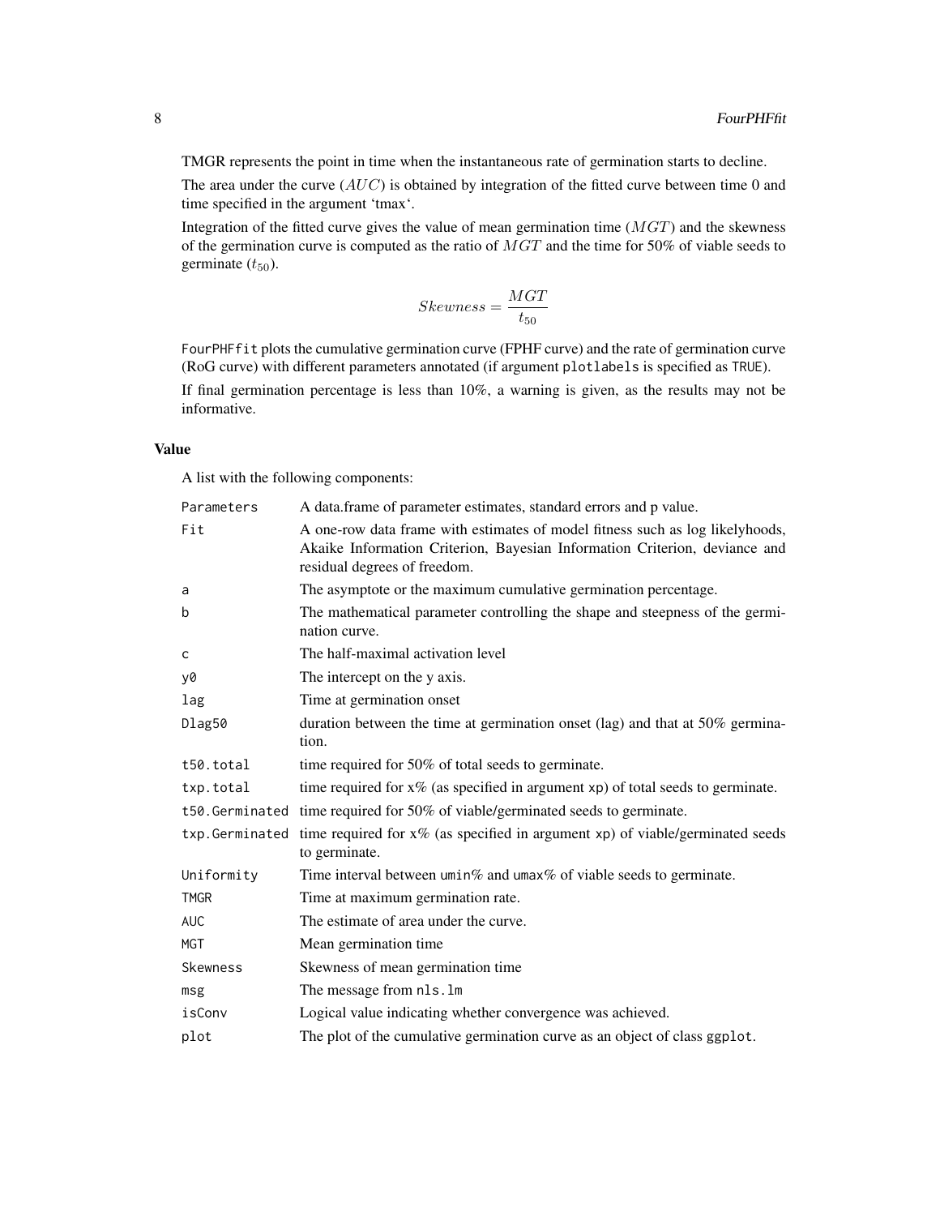TMGR represents the point in time when the instantaneous rate of germination starts to decline.

The area under the curve ($AUC$) is obtained by integration of the fitted curve between time 0 and time specified in the argument 'tmax'.

Integration of the fitted curve gives the value of mean germination time ($MGT$) and the skewness of the germination curve is computed as the ratio of $MGT$ and the time for 50% of viable seeds to germinate ($t_{50}$).

$$Skewness = \frac{MGT}{t_{50}}$$

`FourPHFfit` plots the cumulative germination curve (FPHF curve) and the rate of germination curve (RoG curve) with different parameters annotated (if argument `plotlabels` is specified as `TRUE`).

If final germination percentage is less than 10%, a warning is given, as the results may not be informative.

### Value

A list with the following components:

| | |
|---|---|
| `Parameters` | A data.frame of parameter estimates, standard errors and p value. |
| `Fit` | A one-row data frame with estimates of model fitness such as log likelyhoods, Akaike Information Criterion, Bayesian Information Criterion, deviance and residual degrees of freedom. |
| `a` | The asymptote or the maximum cumulative germination percentage. |
| `b` | The mathematical parameter controlling the shape and steepness of the germination curve. |
| `c` | The half-maximal activation level |
| `y0` | The intercept on the y axis. |
| `lag` | Time at germination onset |
| `Dlag50` | duration between the time at germination onset (lag) and that at 50% germination. |
| `t50.total` | time required for 50% of total seeds to germinate. |
| `txp.total` | time required for x% (as specified in argument `xp`) of total seeds to germinate. |
| `t50.Germinated` | time required for 50% of viable/germinated seeds to germinate. |
| `txp.Germinated` | time required for x% (as specified in argument `xp`) of viable/germinated seeds to germinate. |
| `Uniformity` | Time interval between `umin`% and `umax`% of viable seeds to germinate. |
| `TMGR` | Time at maximum germination rate. |
| `AUC` | The estimate of area under the curve. |
| `MGT` | Mean germination time |
| `Skewness` | Skewness of mean germination time |
| `msg` | The message from `nls.lm` |
| `isConv` | Logical value indicating whether convergence was achieved. |
| `plot` | The plot of the cumulative germination curve as an object of class `ggplot`. |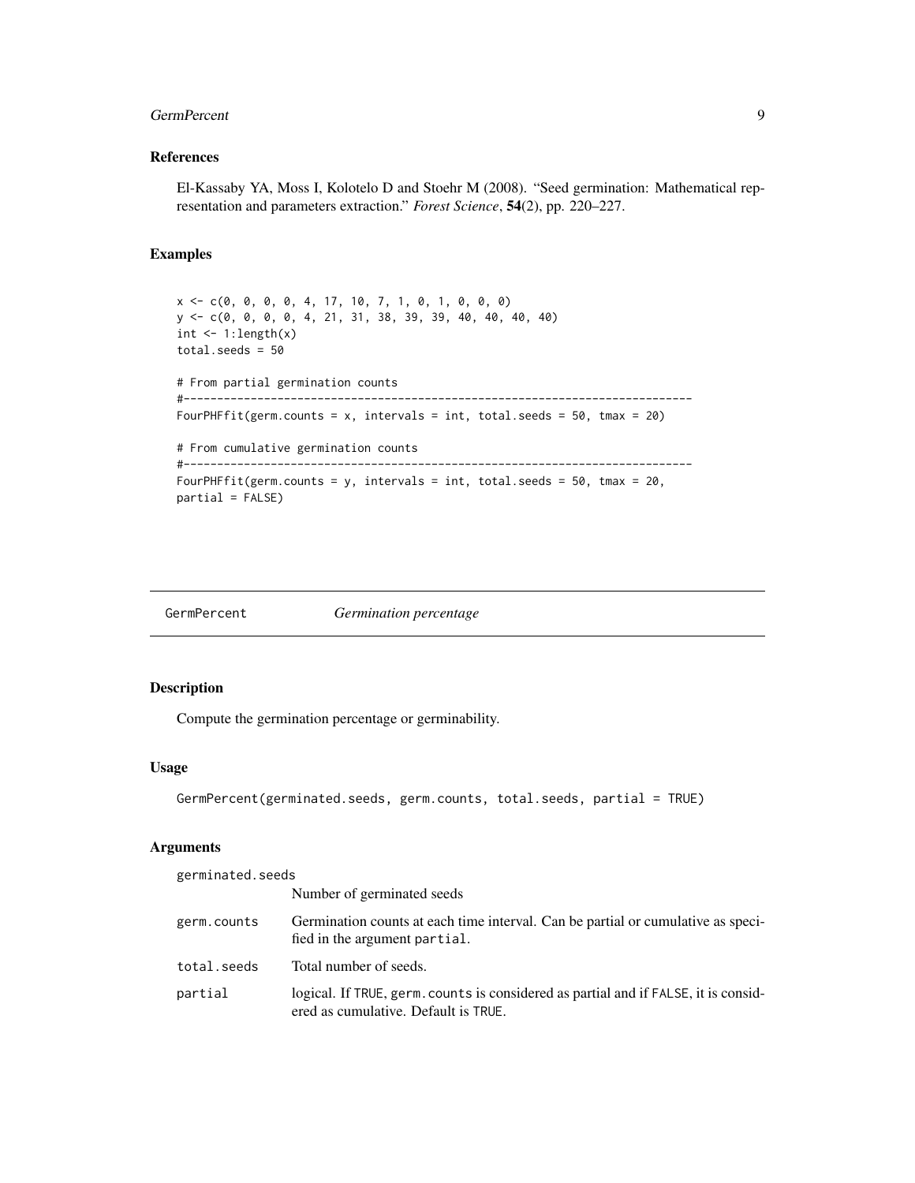## References

El-Kassaby YA, Moss I, Kolotelo D and Stoehr M (2008). "Seed germination: Mathematical representation and parameters extraction." *Forest Science*, **54**(2), pp. 220–227.

## Examples

```
x <- c(0, 0, 0, 0, 4, 17, 10, 7, 1, 0, 1, 0, 0, 0)
y <- c(0, 0, 0, 0, 4, 21, 31, 38, 39, 39, 40, 40, 40, 40)
int <- 1:length(x)
total.seeds = 50

# From partial germination counts
#----------------------------------------------------------------------------
FourPHFfit(germ.counts = x, intervals = int, total.seeds = 50, tmax = 20)

# From cumulative germination counts
#----------------------------------------------------------------------------
FourPHFfit(germ.counts = y, intervals = int, total.seeds = 50, tmax = 20,
partial = FALSE)
```

---

# GermPercent *Germination percentage*

## Description

Compute the germination percentage or germinability.

## Usage

```
GermPercent(germinated.seeds, germ.counts, total.seeds, partial = TRUE)
```

## Arguments

| | |
|---|---|
| germinated.seeds | Number of germinated seeds |
| germ.counts | Germination counts at each time interval. Can be partial or cumulative as specified in the argument partial. |
| total.seeds | Total number of seeds. |
| partial | logical. If TRUE, germ.counts is considered as partial and if FALSE, it is considered as cumulative. Default is TRUE. |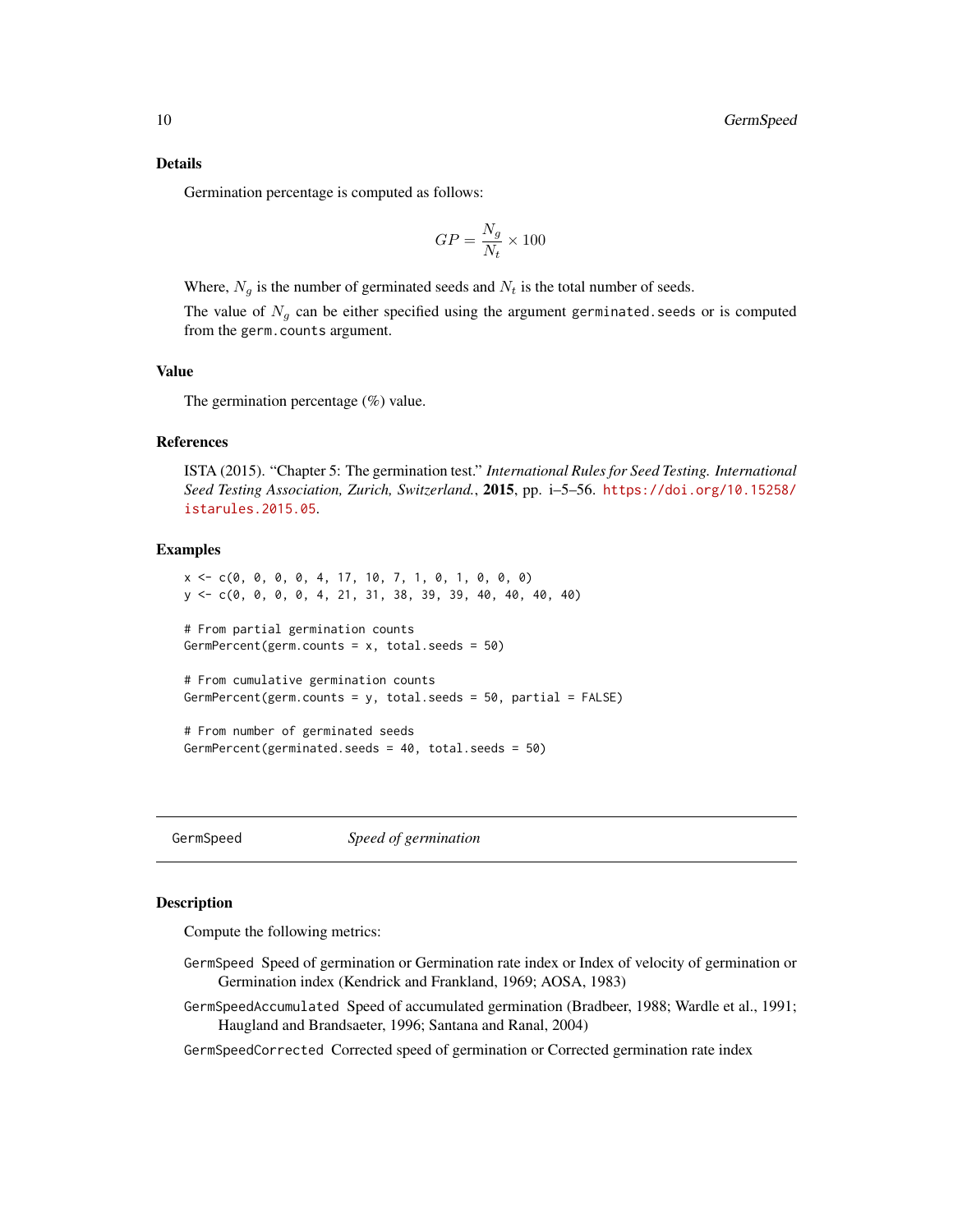### Details

Germination percentage is computed as follows:

$$GP = \frac{N_g}{N_t} \times 100$$

Where, $N_g$ is the number of germinated seeds and $N_t$ is the total number of seeds.

The value of $N_g$ can be either specified using the argument `germinated.seeds` or is computed from the `germ.counts` argument.

### Value

The germination percentage (%) value.

### References

ISTA (2015). "Chapter 5: The germination test." *International Rules for Seed Testing. International Seed Testing Association, Zurich, Switzerland.*, **2015**, pp. i–5–56. https://doi.org/10.15258/istarules.2015.05.

### Examples

```
x <- c(0, 0, 0, 0, 4, 17, 10, 7, 1, 0, 1, 0, 0, 0)
y <- c(0, 0, 0, 0, 4, 21, 31, 38, 39, 39, 40, 40, 40, 40)

# From partial germination counts
GermPercent(germ.counts = x, total.seeds = 50)

# From cumulative germination counts
GermPercent(germ.counts = y, total.seeds = 50, partial = FALSE)

# From number of germinated seeds
GermPercent(germinated.seeds = 40, total.seeds = 50)
```

---

## GermSpeed *Speed of germination*

---

### Description

Compute the following metrics:

`GermSpeed` Speed of germination or Germination rate index or Index of velocity of germination or Germination index (Kendrick and Frankland, 1969; AOSA, 1983)

`GermSpeedAccumulated` Speed of accumulated germination (Bradbeer, 1988; Wardle et al., 1991; Haugland and Brandsaeter, 1996; Santana and Ranal, 2004)

`GermSpeedCorrected` Corrected speed of germination or Corrected germination rate index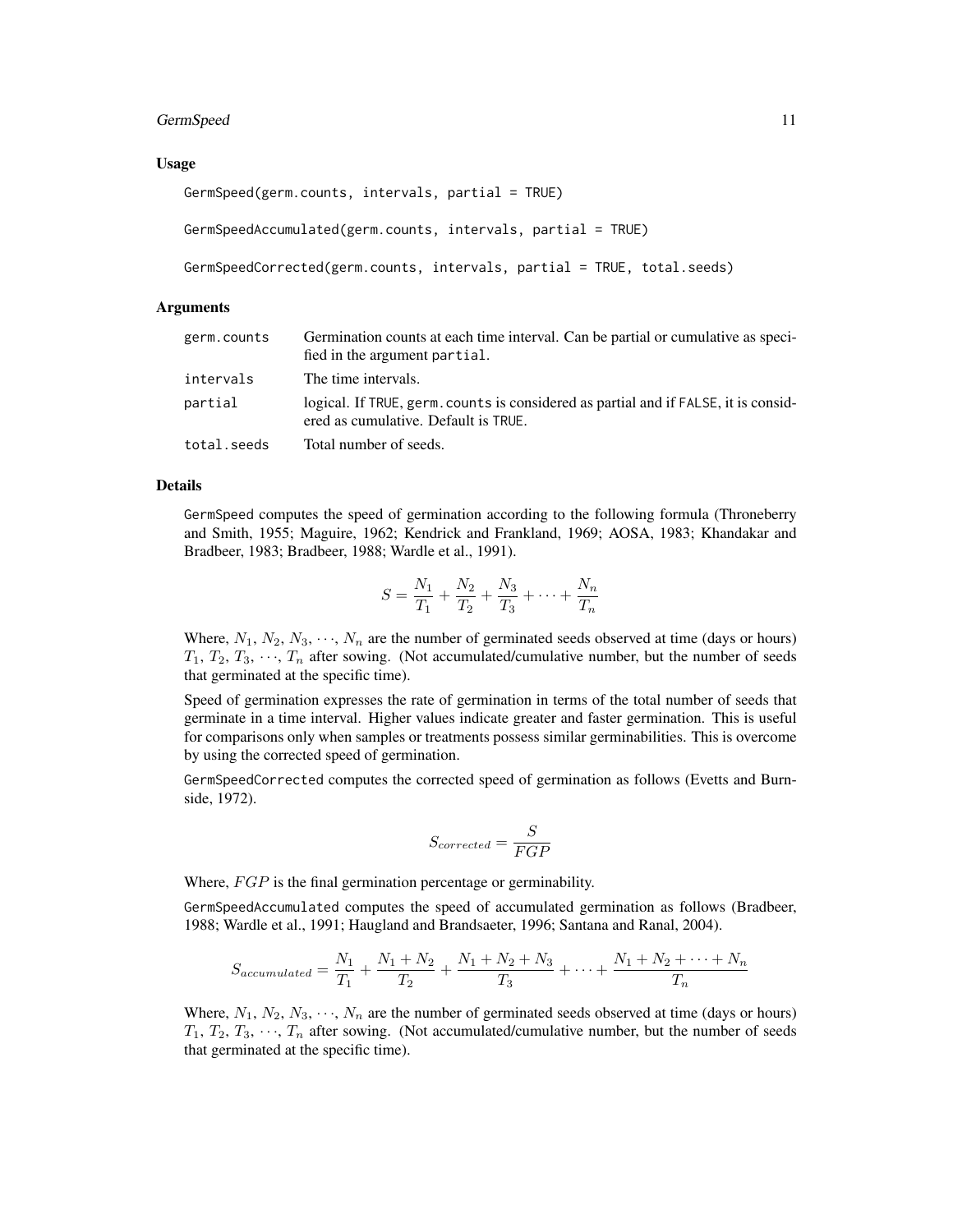## Usage

```
GermSpeed(germ.counts, intervals, partial = TRUE)

GermSpeedAccumulated(germ.counts, intervals, partial = TRUE)

GermSpeedCorrected(germ.counts, intervals, partial = TRUE, total.seeds)
```

## Arguments

| | |
|---|---|
| `germ.counts` | Germination counts at each time interval. Can be partial or cumulative as specified in the argument `partial`. |
| `intervals` | The time intervals. |
| `partial` | logical. If `TRUE`, `germ.counts` is considered as partial and if `FALSE`, it is considered as cumulative. Default is `TRUE`. |
| `total.seeds` | Total number of seeds. |

## Details

`GermSpeed` computes the speed of germination according to the following formula (Throneberry and Smith, 1955; Maguire, 1962; Kendrick and Frankland, 1969; AOSA, 1983; Khandakar and Bradbeer, 1983; Bradbeer, 1988; Wardle et al., 1991).

$$S = \frac{N_1}{T_1} + \frac{N_2}{T_2} + \frac{N_3}{T_3} + \cdots + \frac{N_n}{T_n}$$

Where, $N_1$, $N_2$, $N_3$, $\cdots$, $N_n$ are the number of germinated seeds observed at time (days or hours) $T_1$, $T_2$, $T_3$, $\cdots$, $T_n$ after sowing. (Not accumulated/cumulative number, but the number of seeds that germinated at the specific time).

Speed of germination expresses the rate of germination in terms of the total number of seeds that germinate in a time interval. Higher values indicate greater and faster germination. This is useful for comparisons only when samples or treatments possess similar germinabilities. This is overcome by using the corrected speed of germination.

`GermSpeedCorrected` computes the corrected speed of germination as follows (Evetts and Burnside, 1972).

$$S_{corrected} = \frac{S}{FGP}$$

Where, $FGP$ is the final germination percentage or germinability.

`GermSpeedAccumulated` computes the speed of accumulated germination as follows (Bradbeer, 1988; Wardle et al., 1991; Haugland and Brandsaeter, 1996; Santana and Ranal, 2004).

$$S_{accumulated} = \frac{N_1}{T_1} + \frac{N_1 + N_2}{T_2} + \frac{N_1 + N_2 + N_3}{T_3} + \cdots + \frac{N_1 + N_2 + \cdots + N_n}{T_n}$$

Where, $N_1$, $N_2$, $N_3$, $\cdots$, $N_n$ are the number of germinated seeds observed at time (days or hours) $T_1$, $T_2$, $T_3$, $\cdots$, $T_n$ after sowing. (Not accumulated/cumulative number, but the number of seeds that germinated at the specific time).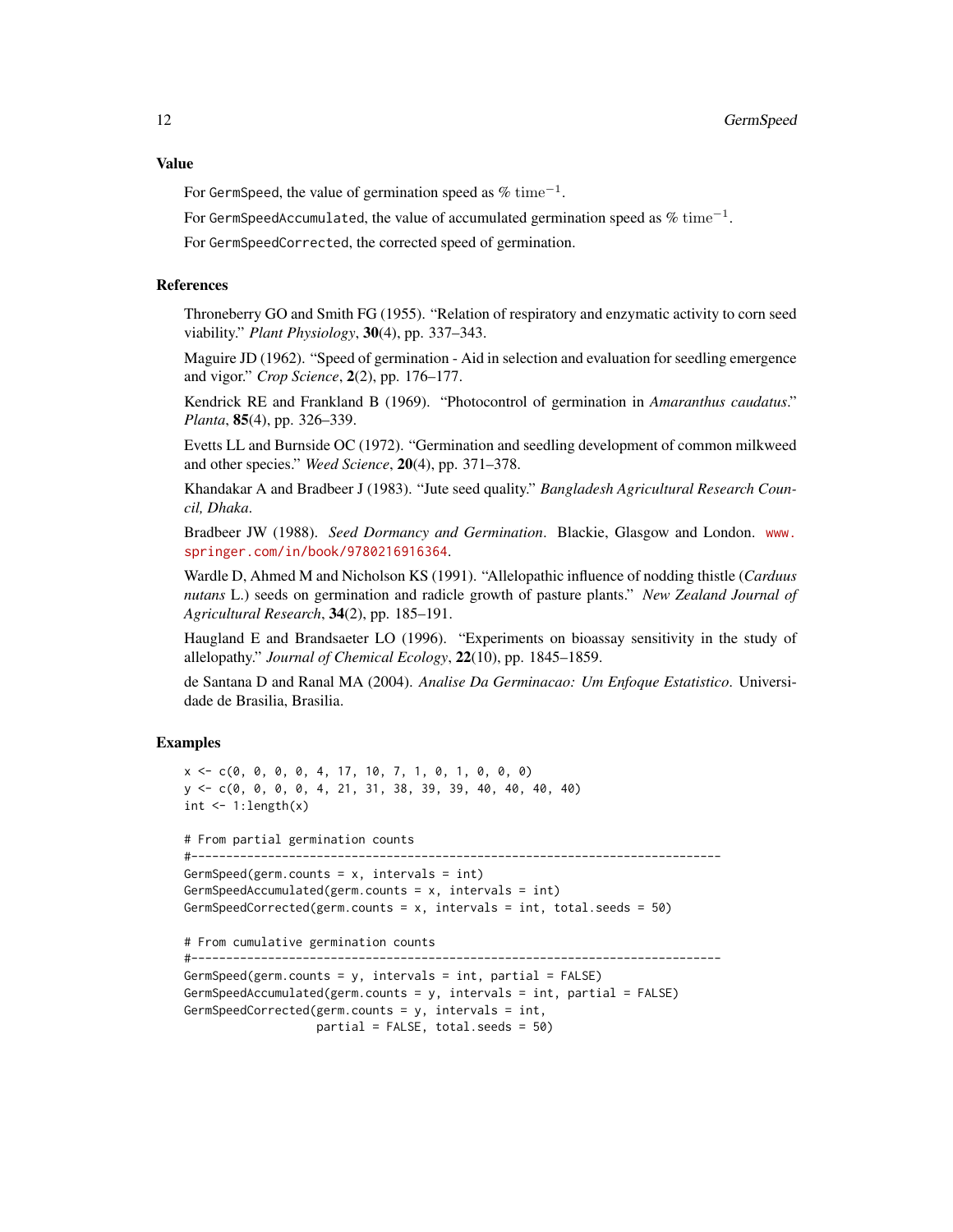## Value

For `GermSpeed`, the value of germination speed as $\% \ \mathrm{time}^{-1}$.

For `GermSpeedAccumulated`, the value of accumulated germination speed as $\% \ \mathrm{time}^{-1}$.

For `GermSpeedCorrected`, the corrected speed of germination.

## References

Throneberry GO and Smith FG (1955). "Relation of respiratory and enzymatic activity to corn seed viability." *Plant Physiology*, **30**(4), pp. 337–343.

Maguire JD (1962). "Speed of germination - Aid in selection and evaluation for seedling emergence and vigor." *Crop Science*, **2**(2), pp. 176–177.

Kendrick RE and Frankland B (1969). "Photocontrol of germination in *Amaranthus caudatus*." *Planta*, **85**(4), pp. 326–339.

Evetts LL and Burnside OC (1972). "Germination and seedling development of common milkweed and other species." *Weed Science*, **20**(4), pp. 371–378.

Khandakar A and Bradbeer J (1983). "Jute seed quality." *Bangladesh Agricultural Research Council, Dhaka*.

Bradbeer JW (1988). *Seed Dormancy and Germination*. Blackie, Glasgow and London. www.springer.com/in/book/9780216916364.

Wardle D, Ahmed M and Nicholson KS (1991). "Allelopathic influence of nodding thistle (*Carduus nutans* L.) seeds on germination and radicle growth of pasture plants." *New Zealand Journal of Agricultural Research*, **34**(2), pp. 185–191.

Haugland E and Brandsaeter LO (1996). "Experiments on bioassay sensitivity in the study of allelopathy." *Journal of Chemical Ecology*, **22**(10), pp. 1845–1859.

de Santana D and Ranal MA (2004). *Analise Da Germinacao: Um Enfoque Estatistico*. Universidade de Brasilia, Brasilia.

## Examples

```
x <- c(0, 0, 0, 0, 4, 17, 10, 7, 1, 0, 1, 0, 0, 0)
y <- c(0, 0, 0, 0, 4, 21, 31, 38, 39, 39, 40, 40, 40, 40)
int <- 1:length(x)

# From partial germination counts
#----------------------------------------------------------------------------
GermSpeed(germ.counts = x, intervals = int)
GermSpeedAccumulated(germ.counts = x, intervals = int)
GermSpeedCorrected(germ.counts = x, intervals = int, total.seeds = 50)

# From cumulative germination counts
#----------------------------------------------------------------------------
GermSpeed(germ.counts = y, intervals = int, partial = FALSE)
GermSpeedAccumulated(germ.counts = y, intervals = int, partial = FALSE)
GermSpeedCorrected(germ.counts = y, intervals = int,
                   partial = FALSE, total.seeds = 50)
```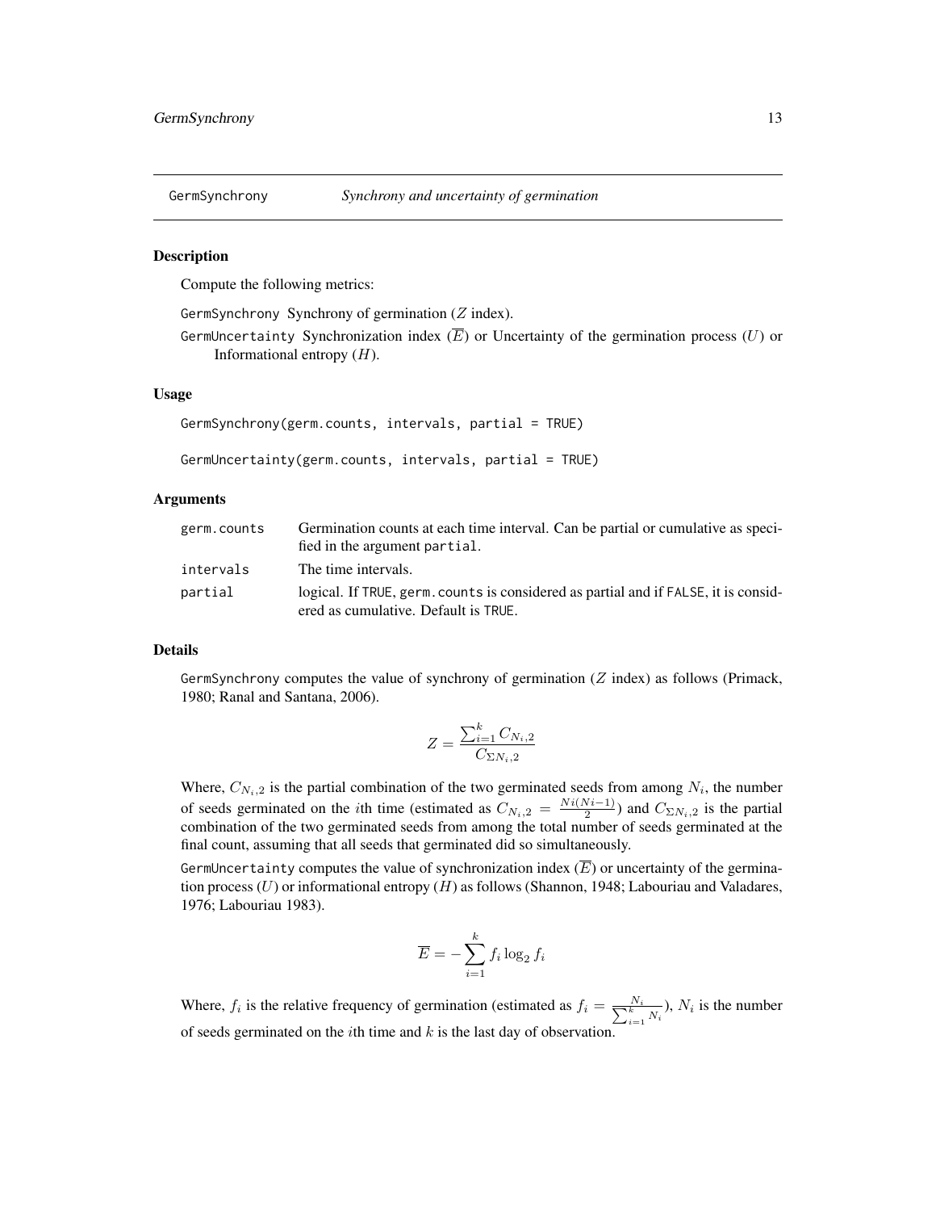## GermSynchrony *Synchrony and uncertainty of germination*

### Description

Compute the following metrics:

GermSynchrony Synchrony of germination ($Z$ index).

GermUncertainty Synchronization index ($\overline{E}$) or Uncertainty of the germination process ($U$) or Informational entropy ($H$).

### Usage

```
GermSynchrony(germ.counts, intervals, partial = TRUE)

GermUncertainty(germ.counts, intervals, partial = TRUE)
```

### Arguments

| | |
|---|---|
| germ.counts | Germination counts at each time interval. Can be partial or cumulative as specified in the argument partial. |
| intervals | The time intervals. |
| partial | logical. If TRUE, germ.counts is considered as partial and if FALSE, it is considered as cumulative. Default is TRUE. |

### Details

GermSynchrony computes the value of synchrony of germination ($Z$ index) as follows (Primack, 1980; Ranal and Santana, 2006).

$$Z = \frac{\sum_{i=1}^{k} C_{N_i,2}}{C_{\Sigma N_i,2}}$$

Where, $C_{N_i,2}$ is the partial combination of the two germinated seeds from among $N_i$, the number of seeds germinated on the $i$th time (estimated as $C_{N_i,2} = \frac{Ni(Ni-1)}{2}$) and $C_{\Sigma N_i,2}$ is the partial combination of the two germinated seeds from among the total number of seeds germinated at the final count, assuming that all seeds that germinated did so simultaneously.

GermUncertainty computes the value of synchronization index ($\overline{E}$) or uncertainty of the germination process ($U$) or informational entropy ($H$) as follows (Shannon, 1948; Labouriau and Valadares, 1976; Labouriau 1983).

$$\overline{E} = -\sum_{i=1}^{k} f_i \log_2 f_i$$

Where, $f_i$ is the relative frequency of germination (estimated as $f_i = \frac{N_i}{\sum_{i=1}^{k} N_i}$), $N_i$ is the number of seeds germinated on the $i$th time and $k$ is the last day of observation.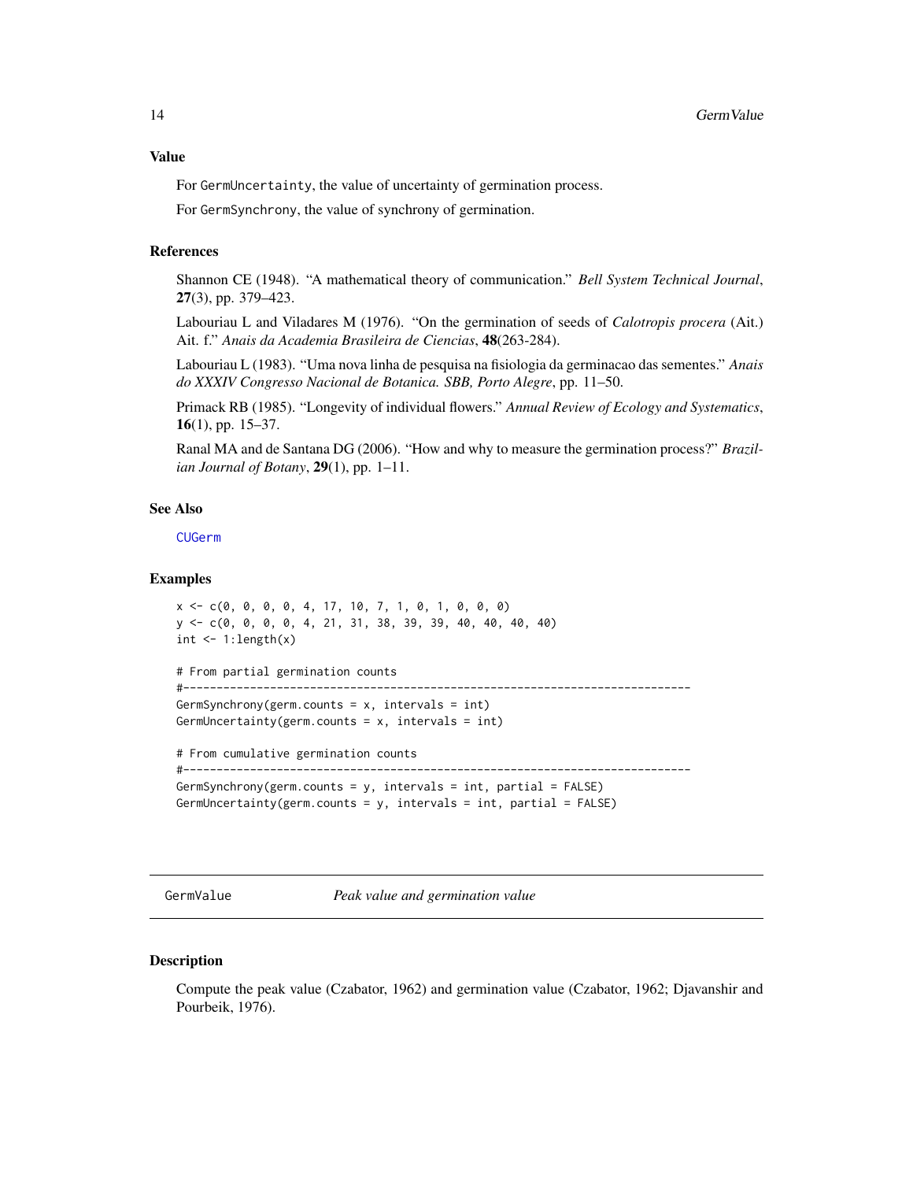### Value

For `GermUncertainty`, the value of uncertainty of germination process.

For `GermSynchrony`, the value of synchrony of germination.

### References

Shannon CE (1948). "A mathematical theory of communication." *Bell System Technical Journal*, **27**(3), pp. 379–423.

Labouriau L and Viladares M (1976). "On the germination of seeds of *Calotropis procera* (Ait.) Ait. f." *Anais da Academia Brasileira de Ciencias*, **48**(263-284).

Labouriau L (1983). "Uma nova linha de pesquisa na fisiologia da germinacao das sementes." *Anais do XXXIV Congresso Nacional de Botanica. SBB, Porto Alegre*, pp. 11–50.

Primack RB (1985). "Longevity of individual flowers." *Annual Review of Ecology and Systematics*, **16**(1), pp. 15–37.

Ranal MA and de Santana DG (2006). "How and why to measure the germination process?" *Brazilian Journal of Botany*, **29**(1), pp. 1–11.

### See Also

CUGerm

### Examples

```
x <- c(0, 0, 0, 0, 4, 17, 10, 7, 1, 0, 1, 0, 0, 0)
y <- c(0, 0, 0, 0, 4, 21, 31, 38, 39, 39, 40, 40, 40, 40)
int <- 1:length(x)

# From partial germination counts
#----------------------------------------------------------------------------
GermSynchrony(germ.counts = x, intervals = int)
GermUncertainty(germ.counts = x, intervals = int)

# From cumulative germination counts
#----------------------------------------------------------------------------
GermSynchrony(germ.counts = y, intervals = int, partial = FALSE)
GermUncertainty(germ.counts = y, intervals = int, partial = FALSE)
```

---

## GermValue — *Peak value and germination value*

### Description

Compute the peak value (Czabator, 1962) and germination value (Czabator, 1962; Djavanshir and Pourbeik, 1976).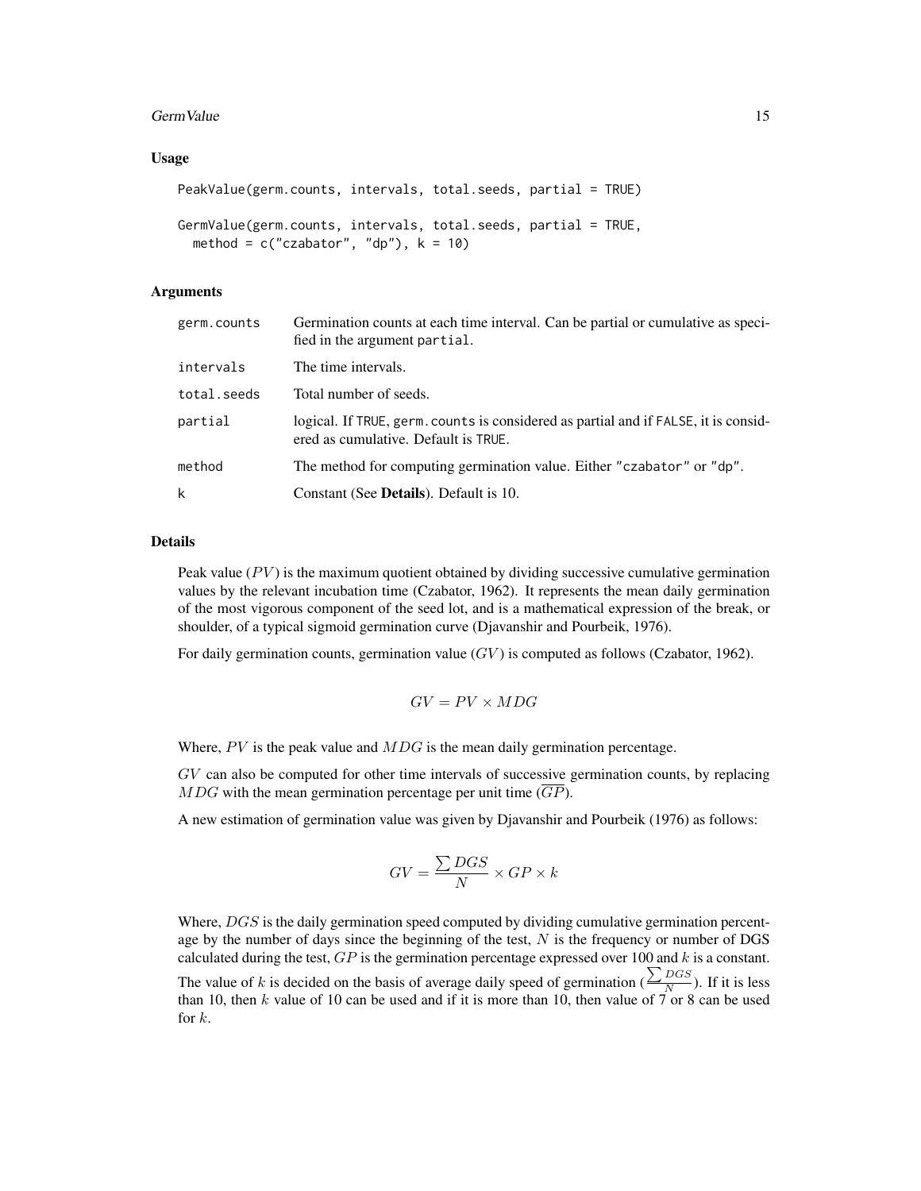## Usage

```
PeakValue(germ.counts, intervals, total.seeds, partial = TRUE)

GermValue(germ.counts, intervals, total.seeds, partial = TRUE,
  method = c("czabator", "dp"), k = 10)
```

## Arguments

| | |
|---|---|
| `germ.counts` | Germination counts at each time interval. Can be partial or cumulative as specified in the argument `partial`. |
| `intervals` | The time intervals. |
| `total.seeds` | Total number of seeds. |
| `partial` | logical. If `TRUE`, `germ.counts` is considered as partial and if `FALSE`, it is considered as cumulative. Default is `TRUE`. |
| `method` | The method for computing germination value. Either `"czabator"` or `"dp"`. |
| `k` | Constant (See **Details**). Default is 10. |

## Details

Peak value ($PV$) is the maximum quotient obtained by dividing successive cumulative germination values by the relevant incubation time (Czabator, 1962). It represents the mean daily germination of the most vigorous component of the seed lot, and is a mathematical expression of the break, or shoulder, of a typical sigmoid germination curve (Djavanshir and Pourbeik, 1976).

For daily germination counts, germination value ($GV$) is computed as follows (Czabator, 1962).

$$GV = PV \times MDG$$

Where, $PV$ is the peak value and $MDG$ is the mean daily germination percentage.

$GV$ can also be computed for other time intervals of successive germination counts, by replacing $MDG$ with the mean germination percentage per unit time ($\overline{GP}$).

A new estimation of germination value was given by Djavanshir and Pourbeik (1976) as follows:

$$GV = \frac{\sum DGS}{N} \times GP \times k$$

Where, $DGS$ is the daily germination speed computed by dividing cumulative germination percentage by the number of days since the beginning of the test, $N$ is the frequency or number of DGS calculated during the test, $GP$ is the germination percentage expressed over 100 and $k$ is a constant. The value of $k$ is decided on the basis of average daily speed of germination ($\frac{\sum DGS}{N}$). If it is less than 10, then $k$ value of 10 can be used and if it is more than 10, then value of 7 or 8 can be used for $k$.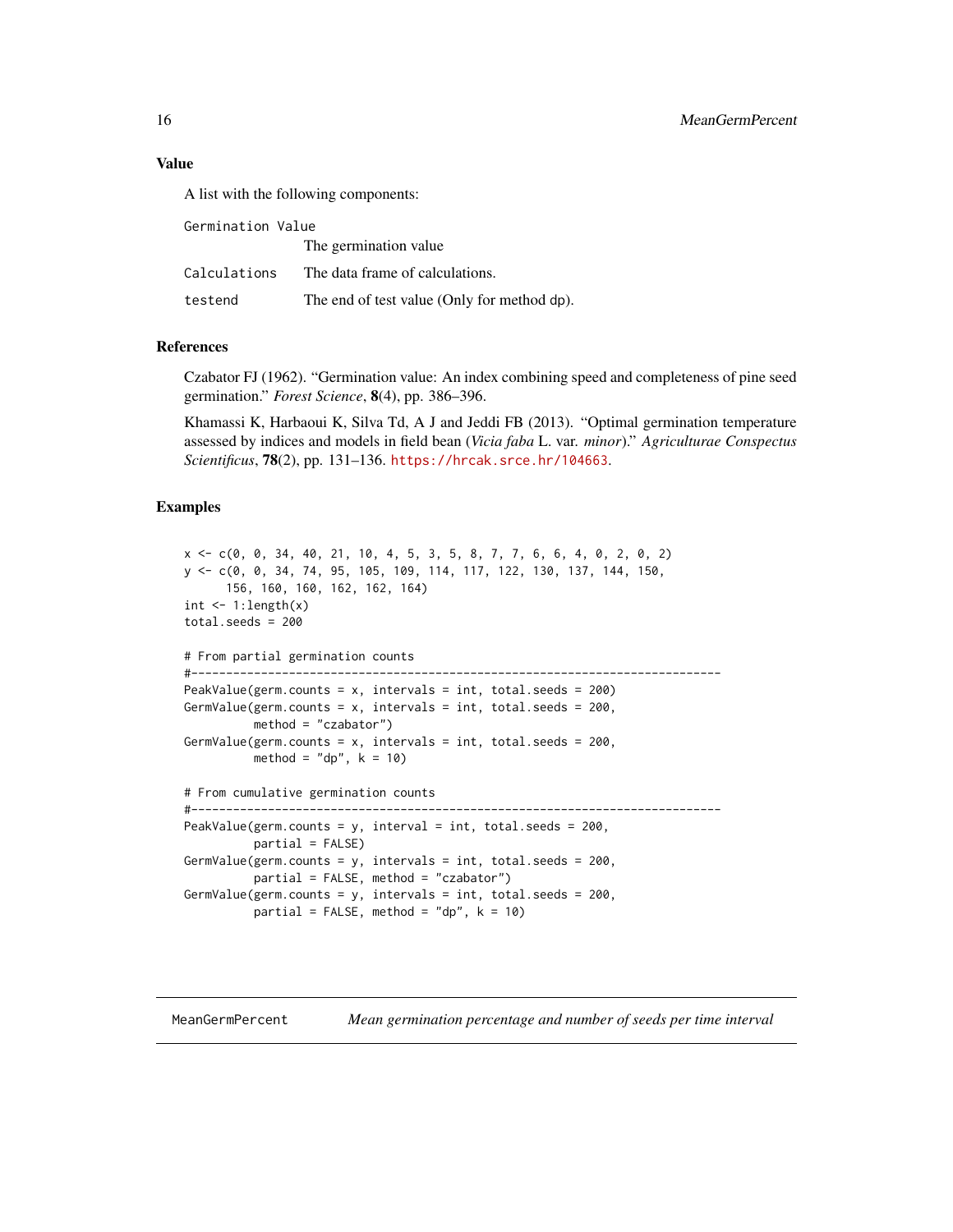### Value

A list with the following components:

| | |
|---|---|
| `Germination Value` | The germination value |
| `Calculations` | The data frame of calculations. |
| `testend` | The end of test value (Only for method `dp`). |

### References

Czabator FJ (1962). "Germination value: An index combining speed and completeness of pine seed germination." *Forest Science*, **8**(4), pp. 386–396.

Khamassi K, Harbaoui K, Silva Td, A J and Jeddi FB (2013). "Optimal germination temperature assessed by indices and models in field bean (*Vicia faba* L. var. *minor*)." *Agriculturae Conspectus Scientificus*, **78**(2), pp. 131–136. https://hrcak.srce.hr/104663.

### Examples

```
x <- c(0, 0, 34, 40, 21, 10, 4, 5, 3, 5, 8, 7, 7, 6, 6, 4, 0, 2, 0, 2)
y <- c(0, 0, 34, 74, 95, 105, 109, 114, 117, 122, 130, 137, 144, 150,
      156, 160, 160, 162, 162, 164)
int <- 1:length(x)
total.seeds = 200

# From partial germination counts
#----------------------------------------------------------------------------
PeakValue(germ.counts = x, intervals = int, total.seeds = 200)
GermValue(germ.counts = x, intervals = int, total.seeds = 200,
          method = "czabator")
GermValue(germ.counts = x, intervals = int, total.seeds = 200,
          method = "dp", k = 10)

# From cumulative germination counts
#----------------------------------------------------------------------------
PeakValue(germ.counts = y, interval = int, total.seeds = 200,
          partial = FALSE)
GermValue(germ.counts = y, intervals = int, total.seeds = 200,
          partial = FALSE, method = "czabator")
GermValue(germ.counts = y, intervals = int, total.seeds = 200,
          partial = FALSE, method = "dp", k = 10)
```

---

`MeanGermPercent` *Mean germination percentage and number of seeds per time interval*

---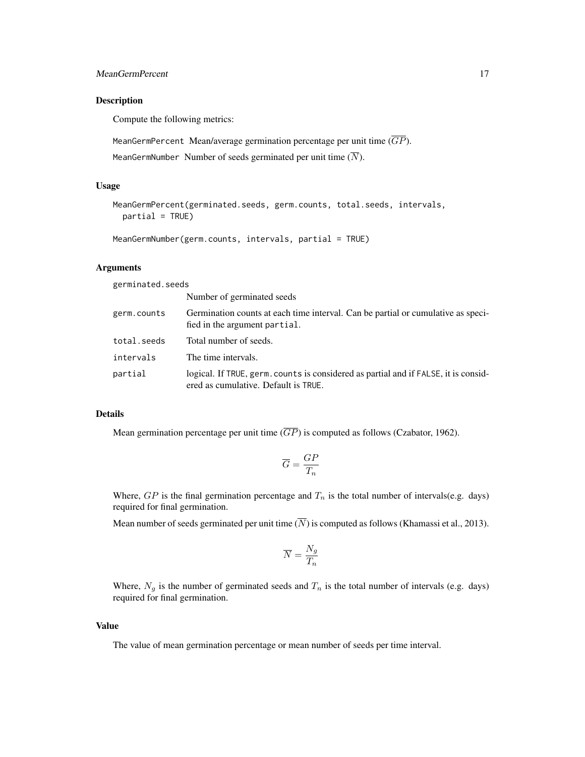## Description

Compute the following metrics:

`MeanGermPercent` Mean/average germination percentage per unit time ($\overline{GP}$).

`MeanGermNumber` Number of seeds germinated per unit time ($\overline{N}$).

## Usage

```
MeanGermPercent(germinated.seeds, germ.counts, total.seeds, intervals,
  partial = TRUE)

MeanGermNumber(germ.counts, intervals, partial = TRUE)
```

## Arguments

| | |
|---|---|
| `germinated.seeds` | Number of germinated seeds |
| `germ.counts` | Germination counts at each time interval. Can be partial or cumulative as specified in the argument `partial`. |
| `total.seeds` | Total number of seeds. |
| `intervals` | The time intervals. |
| `partial` | logical. If `TRUE`, `germ.counts` is considered as partial and if `FALSE`, it is considered as cumulative. Default is `TRUE`. |

## Details

Mean germination percentage per unit time ($\overline{GP}$) is computed as follows (Czabator, 1962).

$$\overline{G} = \frac{GP}{T_n}$$

Where, $GP$ is the final germination percentage and $T_n$ is the total number of intervals(e.g. days) required for final germination.

Mean number of seeds germinated per unit time ($\overline{N}$) is computed as follows (Khamassi et al., 2013).

$$\overline{N} = \frac{N_g}{T_n}$$

Where, $N_g$ is the number of germinated seeds and $T_n$ is the total number of intervals (e.g. days) required for final germination.

## Value

The value of mean germination percentage or mean number of seeds per time interval.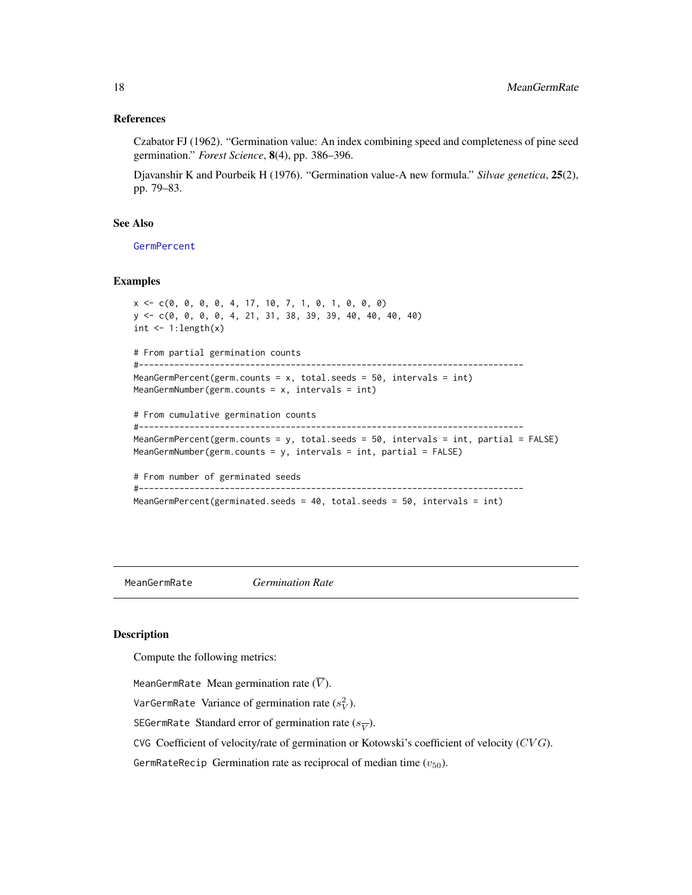## References

Czabator FJ (1962). "Germination value: An index combining speed and completeness of pine seed germination." *Forest Science*, **8**(4), pp. 386–396.

Djavanshir K and Pourbeik H (1976). "Germination value-A new formula." *Silvae genetica*, **25**(2), pp. 79–83.

## See Also

GermPercent

## Examples

```
x <- c(0, 0, 0, 0, 4, 17, 10, 7, 1, 0, 1, 0, 0, 0)
y <- c(0, 0, 0, 0, 4, 21, 31, 38, 39, 39, 40, 40, 40, 40)
int <- 1:length(x)

# From partial germination counts
#----------------------------------------------------------------------------
MeanGermPercent(germ.counts = x, total.seeds = 50, intervals = int)
MeanGermNumber(germ.counts = x, intervals = int)

# From cumulative germination counts
#----------------------------------------------------------------------------
MeanGermPercent(germ.counts = y, total.seeds = 50, intervals = int, partial = FALSE)
MeanGermNumber(germ.counts = y, intervals = int, partial = FALSE)

# From number of germinated seeds
#----------------------------------------------------------------------------
MeanGermPercent(germinated.seeds = 40, total.seeds = 50, intervals = int)
```

---

# MeanGermRate *Germination Rate*

---

## Description

Compute the following metrics:

MeanGermRate Mean germination rate ($\overline{V}$).

VarGermRate Variance of germination rate ($s_V^2$).

SEGermRate Standard error of germination rate ($s_{\overline{V}}$).

CVG Coefficient of velocity/rate of germination or Kotowski's coefficient of velocity ($CVG$).

GermRateRecip Germination rate as reciprocal of median time ($v_{50}$).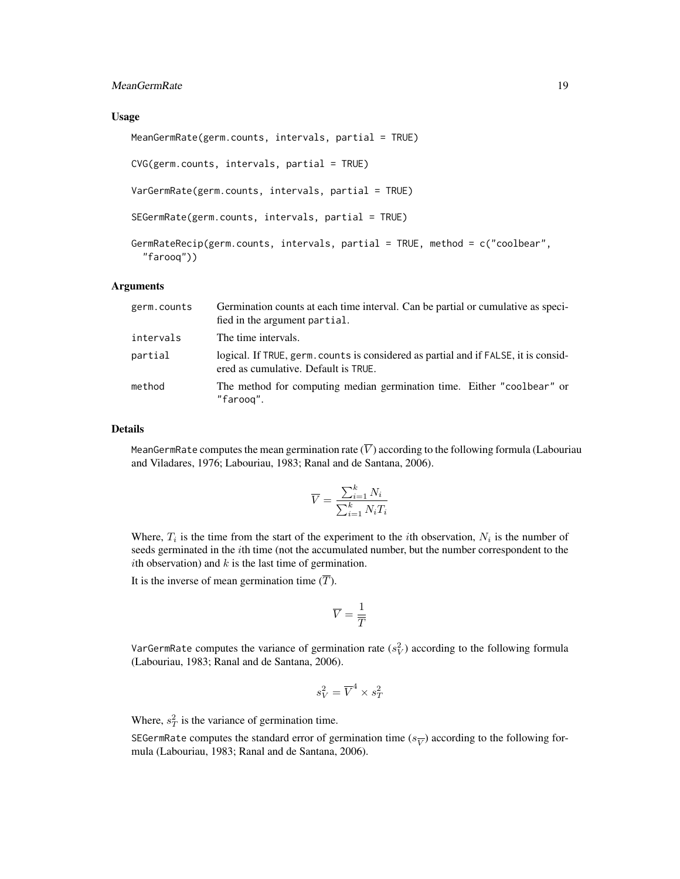### Usage

```
MeanGermRate(germ.counts, intervals, partial = TRUE)

CVG(germ.counts, intervals, partial = TRUE)

VarGermRate(germ.counts, intervals, partial = TRUE)

SEGermRate(germ.counts, intervals, partial = TRUE)

GermRateRecip(germ.counts, intervals, partial = TRUE, method = c("coolbear",
  "farooq"))
```

### Arguments

| | |
|---|---|
| germ.counts | Germination counts at each time interval. Can be partial or cumulative as specified in the argument partial. |
| intervals | The time intervals. |
| partial | logical. If TRUE, germ.counts is considered as partial and if FALSE, it is considered as cumulative. Default is TRUE. |
| method | The method for computing median germination time. Either "coolbear" or "farooq". |

### Details

MeanGermRate computes the mean germination rate ($\overline{V}$) according to the following formula (Labouriau and Viladares, 1976; Labouriau, 1983; Ranal and de Santana, 2006).

$$\overline{V} = \frac{\sum_{i=1}^{k} N_i}{\sum_{i=1}^{k} N_i T_i}$$

Where, $T_i$ is the time from the start of the experiment to the $i$th observation, $N_i$ is the number of seeds germinated in the $i$th time (not the accumulated number, but the number correspondent to the $i$th observation) and $k$ is the last time of germination.

It is the inverse of mean germination time ($\overline{T}$).

$$\overline{V} = \frac{1}{\overline{T}}$$

VarGermRate computes the variance of germination rate ($s_V^2$) according to the following formula (Labouriau, 1983; Ranal and de Santana, 2006).

$$s_V^2 = \overline{V}^4 \times s_T^2$$

Where, $s_T^2$ is the variance of germination time.

SEGermRate computes the standard error of germination time ($s_{\overline{V}}$) according to the following formula (Labouriau, 1983; Ranal and de Santana, 2006).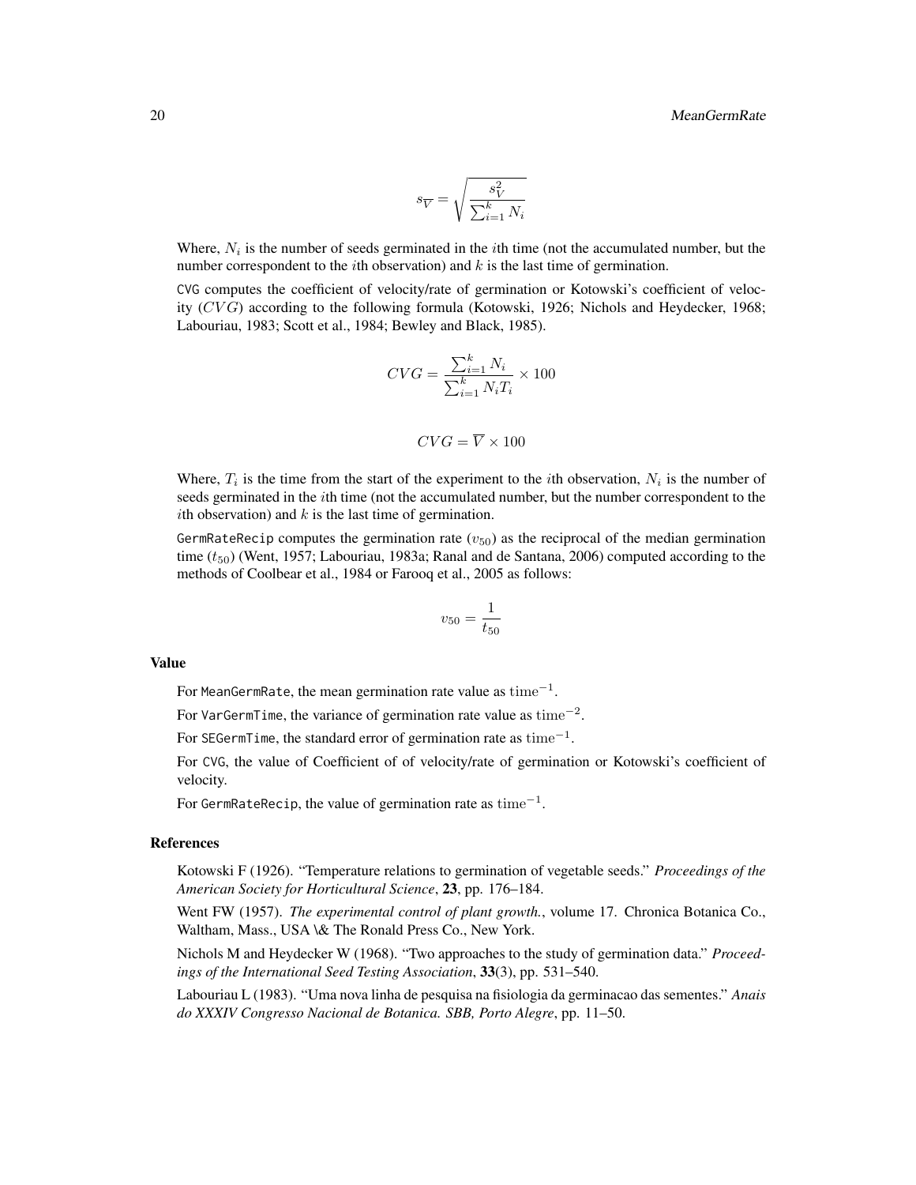$$s_{\overline{V}} = \sqrt{\frac{s_V^2}{\sum_{i=1}^{k} N_i}}$$

Where, $N_i$ is the number of seeds germinated in the $i$th time (not the accumulated number, but the number correspondent to the $i$th observation) and $k$ is the last time of germination.

CVG computes the coefficient of velocity/rate of germination or Kotowski's coefficient of velocity ($CVG$) according to the following formula (Kotowski, 1926; Nichols and Heydecker, 1968; Labouriau, 1983; Scott et al., 1984; Bewley and Black, 1985).

$$CVG = \frac{\sum_{i=1}^{k} N_i}{\sum_{i=1}^{k} N_i T_i} \times 100$$

$$CVG = \overline{V} \times 100$$

Where, $T_i$ is the time from the start of the experiment to the $i$th observation, $N_i$ is the number of seeds germinated in the $i$th time (not the accumulated number, but the number correspondent to the $i$th observation) and $k$ is the last time of germination.

GermRateRecip computes the germination rate ($v_{50}$) as the reciprocal of the median germination time ($t_{50}$) (Went, 1957; Labouriau, 1983a; Ranal and de Santana, 2006) computed according to the methods of Coolbear et al., 1984 or Farooq et al., 2005 as follows:

$$v_{50} = \frac{1}{t_{50}}$$

### Value

For MeanGermRate, the mean germination rate value as $\mathrm{time}^{-1}$.

For VarGermTime, the variance of germination rate value as $\mathrm{time}^{-2}$.

For SEGermTime, the standard error of germination rate as $\mathrm{time}^{-1}$.

For CVG, the value of Coefficient of of velocity/rate of germination or Kotowski's coefficient of velocity.

For GermRateRecip, the value of germination rate as $\mathrm{time}^{-1}$.

### References

Kotowski F (1926). "Temperature relations to germination of vegetable seeds." *Proceedings of the American Society for Horticultural Science*, **23**, pp. 176–184.

Went FW (1957). *The experimental control of plant growth.*, volume 17. Chronica Botanica Co., Waltham, Mass., USA \& The Ronald Press Co., New York.

Nichols M and Heydecker W (1968). "Two approaches to the study of germination data." *Proceedings of the International Seed Testing Association*, **33**(3), pp. 531–540.

Labouriau L (1983). "Uma nova linha de pesquisa na fisiologia da germinacao das sementes." *Anais do XXXIV Congresso Nacional de Botanica. SBB, Porto Alegre*, pp. 11–50.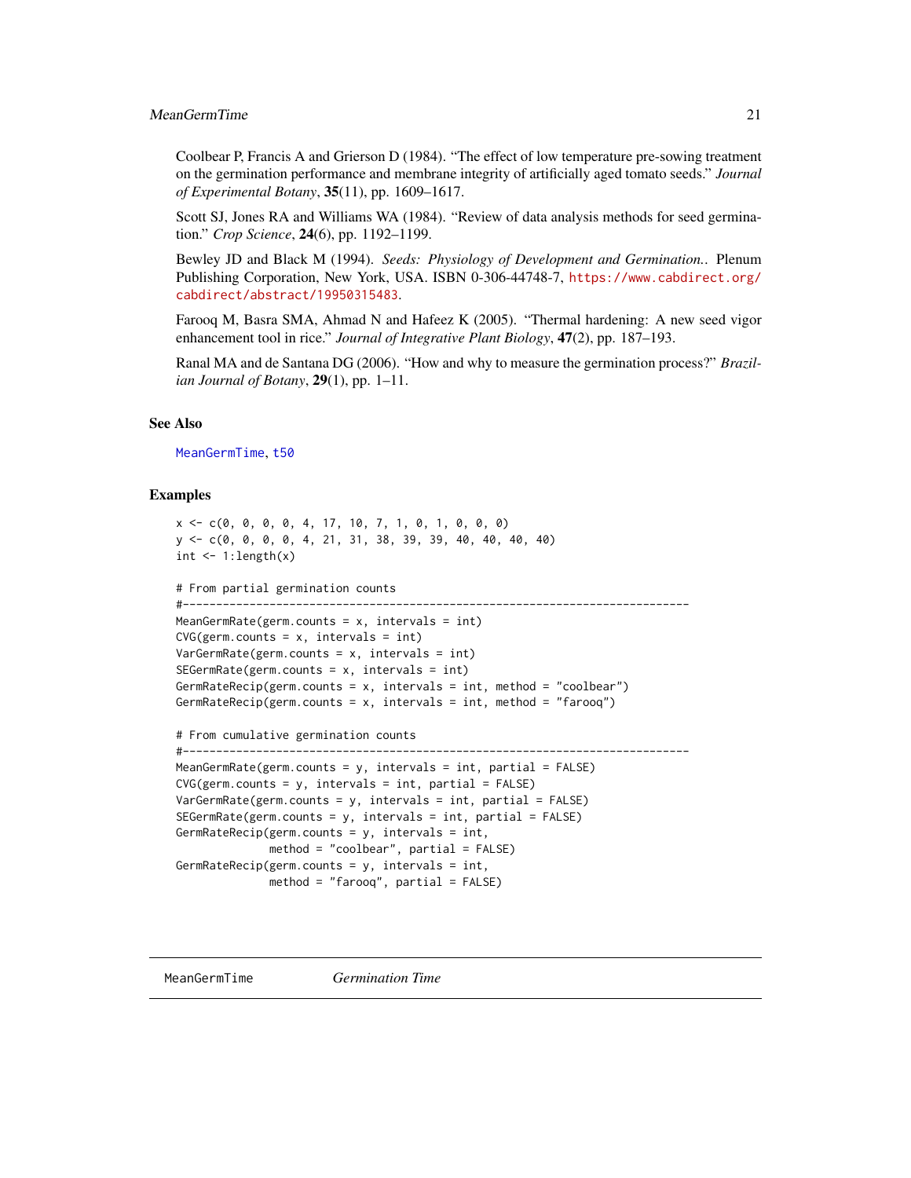Coolbear P, Francis A and Grierson D (1984). "The effect of low temperature pre-sowing treatment on the germination performance and membrane integrity of artificially aged tomato seeds." *Journal of Experimental Botany*, **35**(11), pp. 1609–1617.

Scott SJ, Jones RA and Williams WA (1984). "Review of data analysis methods for seed germination." *Crop Science*, **24**(6), pp. 1192–1199.

Bewley JD and Black M (1994). *Seeds: Physiology of Development and Germination.*. Plenum Publishing Corporation, New York, USA. ISBN 0-306-44748-7, https://www.cabdirect.org/cabdirect/abstract/19950315483.

Farooq M, Basra SMA, Ahmad N and Hafeez K (2005). "Thermal hardening: A new seed vigor enhancement tool in rice." *Journal of Integrative Plant Biology*, **47**(2), pp. 187–193.

Ranal MA and de Santana DG (2006). "How and why to measure the germination process?" *Brazilian Journal of Botany*, **29**(1), pp. 1–11.

### See Also

MeanGermTime, t50

### Examples

```
x <- c(0, 0, 0, 0, 4, 17, 10, 7, 1, 0, 1, 0, 0, 0)
y <- c(0, 0, 0, 0, 4, 21, 31, 38, 39, 39, 40, 40, 40, 40)
int <- 1:length(x)

# From partial germination counts
#----------------------------------------------------------------------------
MeanGermRate(germ.counts = x, intervals = int)
CVG(germ.counts = x, intervals = int)
VarGermRate(germ.counts = x, intervals = int)
SEGermRate(germ.counts = x, intervals = int)
GermRateRecip(germ.counts = x, intervals = int, method = "coolbear")
GermRateRecip(germ.counts = x, intervals = int, method = "farooq")

# From cumulative germination counts
#----------------------------------------------------------------------------
MeanGermRate(germ.counts = y, intervals = int, partial = FALSE)
CVG(germ.counts = y, intervals = int, partial = FALSE)
VarGermRate(germ.counts = y, intervals = int, partial = FALSE)
SEGermRate(germ.counts = y, intervals = int, partial = FALSE)
GermRateRecip(germ.counts = y, intervals = int,
              method = "coolbear", partial = FALSE)
GermRateRecip(germ.counts = y, intervals = int,
              method = "farooq", partial = FALSE)
```

## MeanGermTime *Germination Time*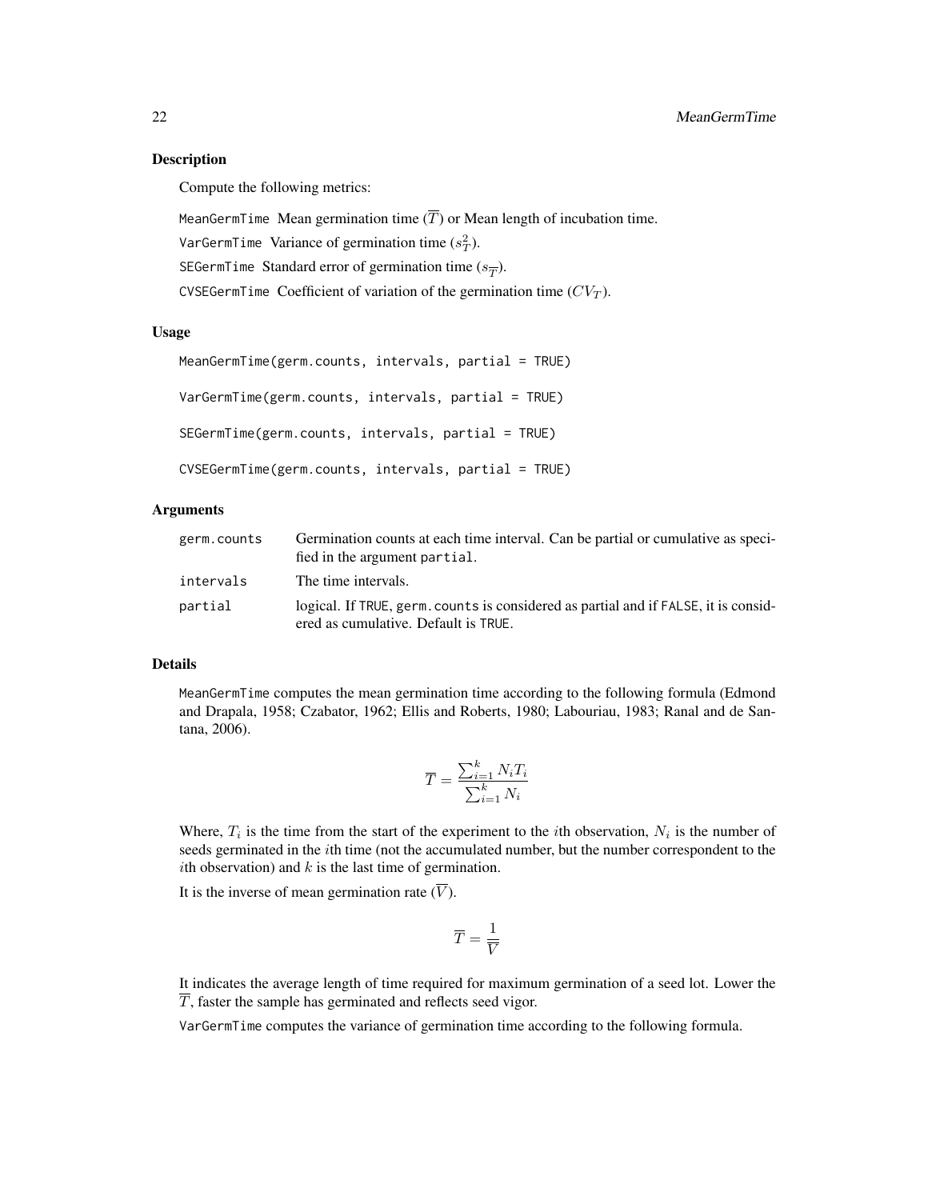## Description

Compute the following metrics:

MeanGermTime Mean germination time ($\overline{T}$) or Mean length of incubation time.

VarGermTime Variance of germination time ($s_T^2$).

SEGermTime Standard error of germination time ($s_{\overline{T}}$).

CVSEGermTime Coefficient of variation of the germination time ($CV_T$).

## Usage

```
MeanGermTime(germ.counts, intervals, partial = TRUE)

VarGermTime(germ.counts, intervals, partial = TRUE)

SEGermTime(germ.counts, intervals, partial = TRUE)

CVSEGermTime(germ.counts, intervals, partial = TRUE)
```

## Arguments

| | |
|---|---|
| germ.counts | Germination counts at each time interval. Can be partial or cumulative as specified in the argument partial. |
| intervals | The time intervals. |
| partial | logical. If TRUE, germ.counts is considered as partial and if FALSE, it is considered as cumulative. Default is TRUE. |

## Details

MeanGermTime computes the mean germination time according to the following formula (Edmond and Drapala, 1958; Czabator, 1962; Ellis and Roberts, 1980; Labouriau, 1983; Ranal and de Santana, 2006).

$$\overline{T} = \frac{\sum_{i=1}^{k} N_i T_i}{\sum_{i=1}^{k} N_i}$$

Where, $T_i$ is the time from the start of the experiment to the $i$th observation, $N_i$ is the number of seeds germinated in the $i$th time (not the accumulated number, but the number correspondent to the $i$th observation) and $k$ is the last time of germination.

It is the inverse of mean germination rate ($\overline{V}$).

$$\overline{T} = \frac{1}{\overline{V}}$$

It indicates the average length of time required for maximum germination of a seed lot. Lower the $\overline{T}$, faster the sample has germinated and reflects seed vigor.

VarGermTime computes the variance of germination time according to the following formula.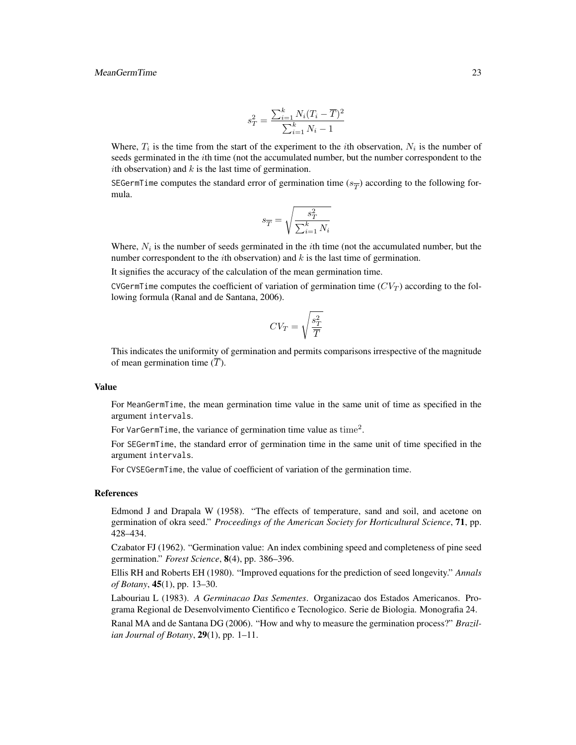$$s_T^2 = \frac{\sum_{i=1}^{k} N_i (T_i - \overline{T})^2}{\sum_{i=1}^{k} N_i - 1}$$

Where, $T_i$ is the time from the start of the experiment to the $i$th observation, $N_i$ is the number of seeds germinated in the $i$th time (not the accumulated number, but the number correspondent to the $i$th observation) and $k$ is the last time of germination.

`SEGermTime` computes the standard error of germination time ($s_{\overline{T}}$) according to the following formula.

$$s_{\overline{T}} = \sqrt{\frac{s_T^2}{\sum_{i=1}^{k} N_i}}$$

Where, $N_i$ is the number of seeds germinated in the $i$th time (not the accumulated number, but the number correspondent to the $i$th observation) and $k$ is the last time of germination.

It signifies the accuracy of the calculation of the mean germination time.

`CVGermTime` computes the coefficient of variation of germination time ($CV_T$) according to the following formula (Ranal and de Santana, 2006).

$$CV_T = \sqrt{\frac{s_T^2}{\overline{T}}}$$

This indicates the uniformity of germination and permits comparisons irrespective of the magnitude of mean germination time ($\overline{T}$).

### Value

For `MeanGermTime`, the mean germination time value in the same unit of time as specified in the argument `intervals`.

For `VarGermTime`, the variance of germination time value as $\mathrm{time}^2$.

For `SEGermTime`, the standard error of germination time in the same unit of time specified in the argument `intervals`.

For `CVSEGermTime`, the value of coefficient of variation of the germination time.

### References

Edmond J and Drapala W (1958). "The effects of temperature, sand and soil, and acetone on germination of okra seed." *Proceedings of the American Society for Horticultural Science*, **71**, pp. 428–434.

Czabator FJ (1962). "Germination value: An index combining speed and completeness of pine seed germination." *Forest Science*, **8**(4), pp. 386–396.

Ellis RH and Roberts EH (1980). "Improved equations for the prediction of seed longevity." *Annals of Botany*, **45**(1), pp. 13–30.

Labouriau L (1983). *A Germinacao Das Sementes*. Organizacao dos Estados Americanos. Programa Regional de Desenvolvimento Cientifico e Tecnologico. Serie de Biologia. Monografia 24.

Ranal MA and de Santana DG (2006). "How and why to measure the germination process?" *Brazilian Journal of Botany*, **29**(1), pp. 1–11.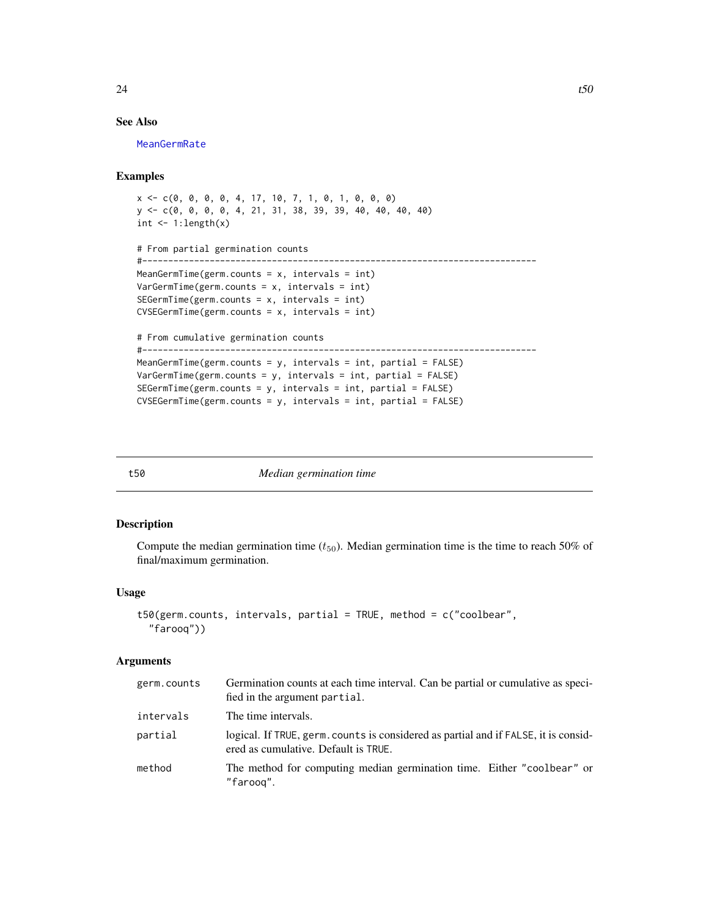### See Also

MeanGermRate

### Examples

```
x <- c(0, 0, 0, 0, 4, 17, 10, 7, 1, 0, 1, 0, 0, 0)
y <- c(0, 0, 0, 0, 4, 21, 31, 38, 39, 39, 40, 40, 40, 40)
int <- 1:length(x)

# From partial germination counts
#----------------------------------------------------------------------------
MeanGermTime(germ.counts = x, intervals = int)
VarGermTime(germ.counts = x, intervals = int)
SEGermTime(germ.counts = x, intervals = int)
CVSEGermTime(germ.counts = x, intervals = int)

# From cumulative germination counts
#----------------------------------------------------------------------------
MeanGermTime(germ.counts = y, intervals = int, partial = FALSE)
VarGermTime(germ.counts = y, intervals = int, partial = FALSE)
SEGermTime(germ.counts = y, intervals = int, partial = FALSE)
CVSEGermTime(germ.counts = y, intervals = int, partial = FALSE)
```

---

## t50 — *Median germination time*

### Description

Compute the median germination time ($t_{50}$). Median germination time is the time to reach 50% of final/maximum germination.

### Usage

```
t50(germ.counts, intervals, partial = TRUE, method = c("coolbear",
  "farooq"))
```

### Arguments

| | |
|---|---|
| `germ.counts` | Germination counts at each time interval. Can be partial or cumulative as specified in the argument `partial`. |
| `intervals` | The time intervals. |
| `partial` | logical. If `TRUE`, `germ.counts` is considered as partial and if `FALSE`, it is considered as cumulative. Default is `TRUE`. |
| `method` | The method for computing median germination time. Either `"coolbear"` or `"farooq"`. |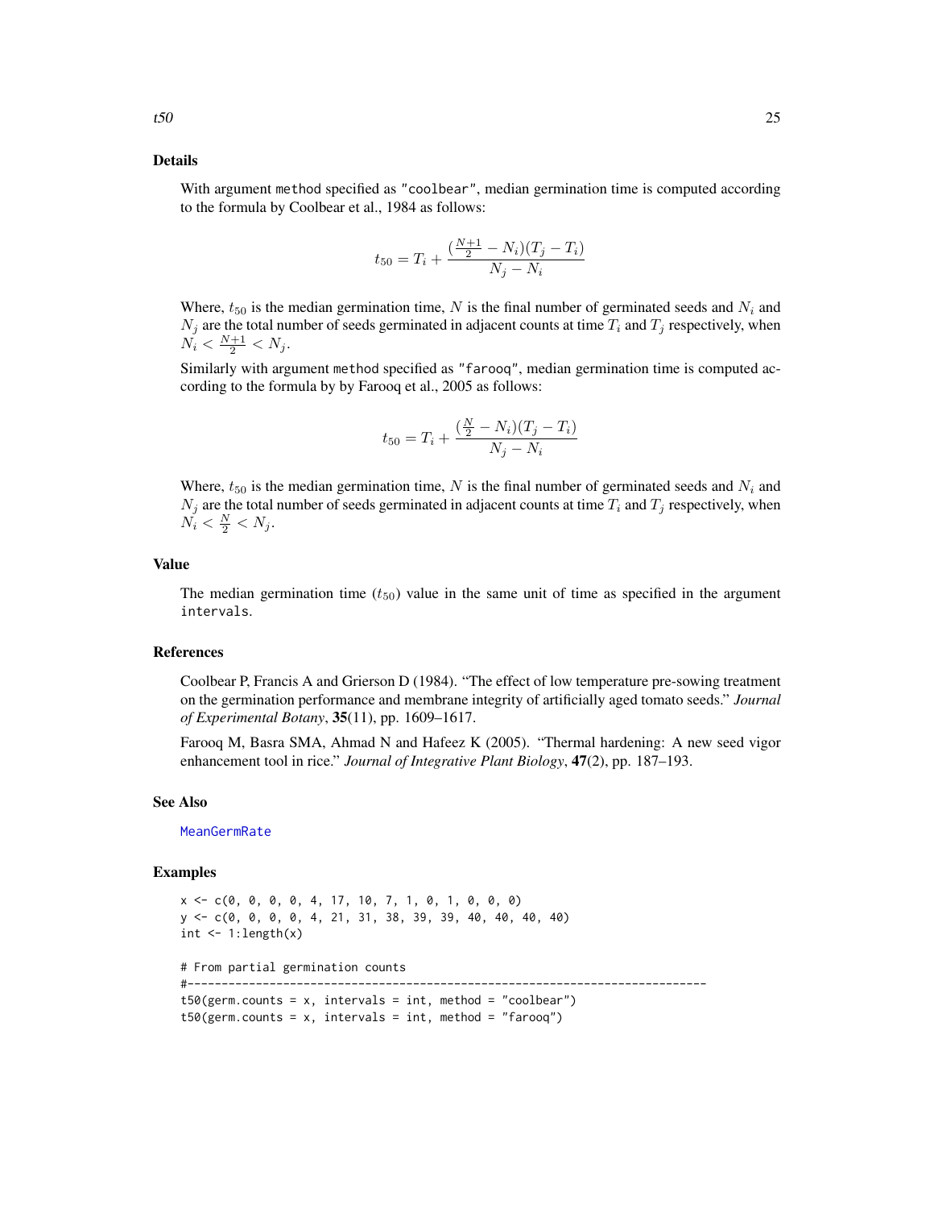## Details

With argument method specified as "coolbear", median germination time is computed according to the formula by Coolbear et al., 1984 as follows:

$$t_{50} = T_i + \frac{(\frac{N+1}{2} - N_i)(T_j - T_i)}{N_j - N_i}$$

Where, $t_{50}$ is the median germination time, $N$ is the final number of germinated seeds and $N_i$ and $N_j$ are the total number of seeds germinated in adjacent counts at time $T_i$ and $T_j$ respectively, when $N_i < \frac{N+1}{2} < N_j$.

Similarly with argument method specified as "farooq", median germination time is computed according to the formula by by Farooq et al., 2005 as follows:

$$t_{50} = T_i + \frac{(\frac{N}{2} - N_i)(T_j - T_i)}{N_j - N_i}$$

Where, $t_{50}$ is the median germination time, $N$ is the final number of germinated seeds and $N_i$ and $N_j$ are the total number of seeds germinated in adjacent counts at time $T_i$ and $T_j$ respectively, when $N_i < \frac{N}{2} < N_j$.

## Value

The median germination time ($t_{50}$) value in the same unit of time as specified in the argument intervals.

## References

Coolbear P, Francis A and Grierson D (1984). "The effect of low temperature pre-sowing treatment on the germination performance and membrane integrity of artificially aged tomato seeds." *Journal of Experimental Botany*, **35**(11), pp. 1609–1617.

Farooq M, Basra SMA, Ahmad N and Hafeez K (2005). "Thermal hardening: A new seed vigor enhancement tool in rice." *Journal of Integrative Plant Biology*, **47**(2), pp. 187–193.

## See Also

MeanGermRate

## Examples

```
x <- c(0, 0, 0, 0, 4, 17, 10, 7, 1, 0, 1, 0, 0, 0)
y <- c(0, 0, 0, 0, 4, 21, 31, 38, 39, 39, 40, 40, 40, 40)
int <- 1:length(x)

# From partial germination counts
#----------------------------------------------------------------------------
t50(germ.counts = x, intervals = int, method = "coolbear")
t50(germ.counts = x, intervals = int, method = "farooq")
```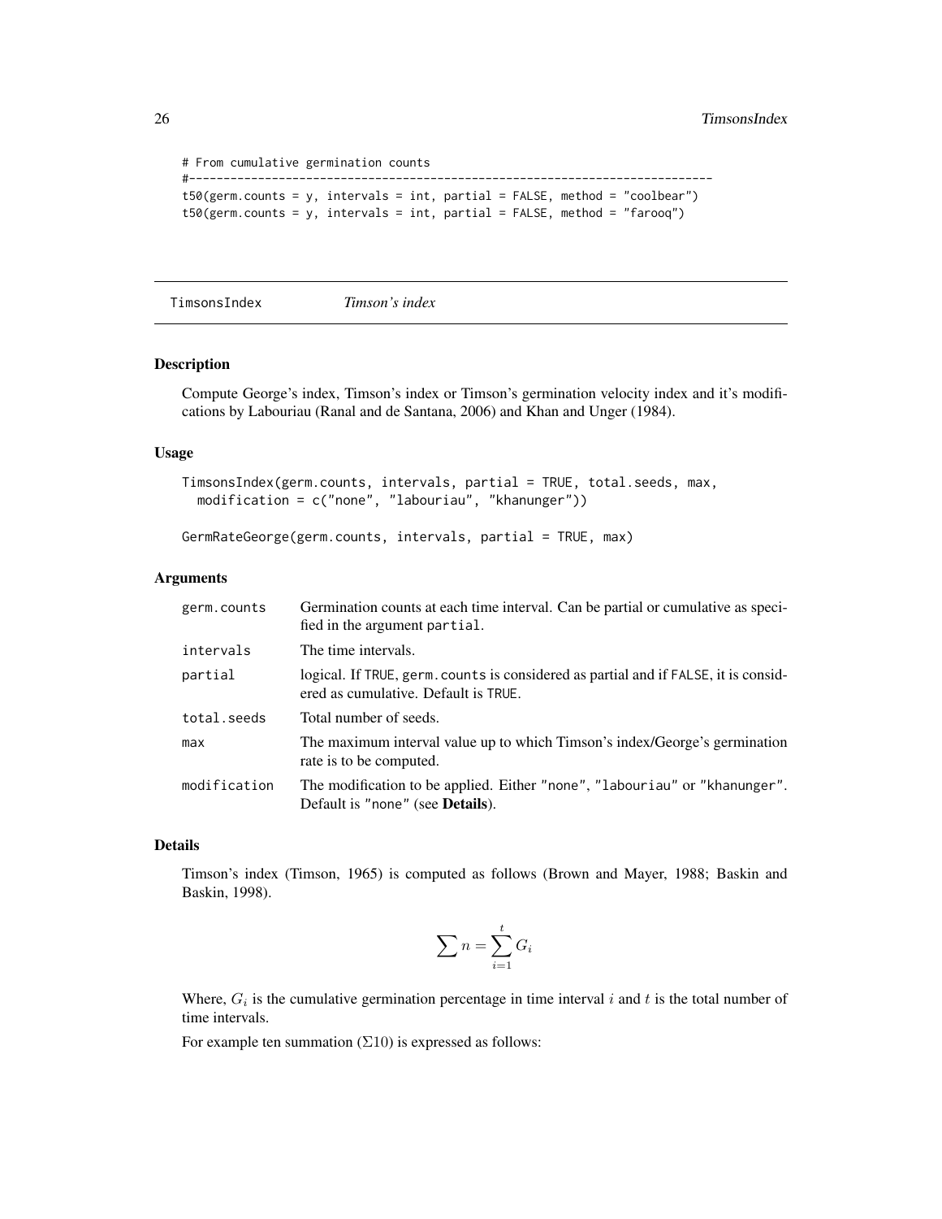```
# From cumulative germination counts
#----------------------------------------------------------------------------
t50(germ.counts = y, intervals = int, partial = FALSE, method = "coolbear")
t50(germ.counts = y, intervals = int, partial = FALSE, method = "farooq")
```

## TimsonsIndex *Timson's index*

### Description

Compute George's index, Timson's index or Timson's germination velocity index and it's modifications by Labouriau (Ranal and de Santana, 2006) and Khan and Unger (1984).

### Usage

```
TimsonsIndex(germ.counts, intervals, partial = TRUE, total.seeds, max,
  modification = c("none", "labouriau", "khanunger"))

GermRateGeorge(germ.counts, intervals, partial = TRUE, max)
```

### Arguments

| | |
|---|---|
| `germ.counts` | Germination counts at each time interval. Can be partial or cumulative as specified in the argument `partial`. |
| `intervals` | The time intervals. |
| `partial` | logical. If `TRUE`, `germ.counts` is considered as partial and if `FALSE`, it is considered as cumulative. Default is `TRUE`. |
| `total.seeds` | Total number of seeds. |
| `max` | The maximum interval value up to which Timson's index/George's germination rate is to be computed. |
| `modification` | The modification to be applied. Either `"none"`, `"labouriau"` or `"khanunger"`. Default is `"none"` (see **Details**). |

### Details

Timson's index (Timson, 1965) is computed as follows (Brown and Mayer, 1988; Baskin and Baskin, 1998).

$$\sum n = \sum_{i=1}^{t} G_i$$

Where, $G_i$ is the cumulative germination percentage in time interval $i$ and $t$ is the total number of time intervals.

For example ten summation ($\Sigma 10$) is expressed as follows: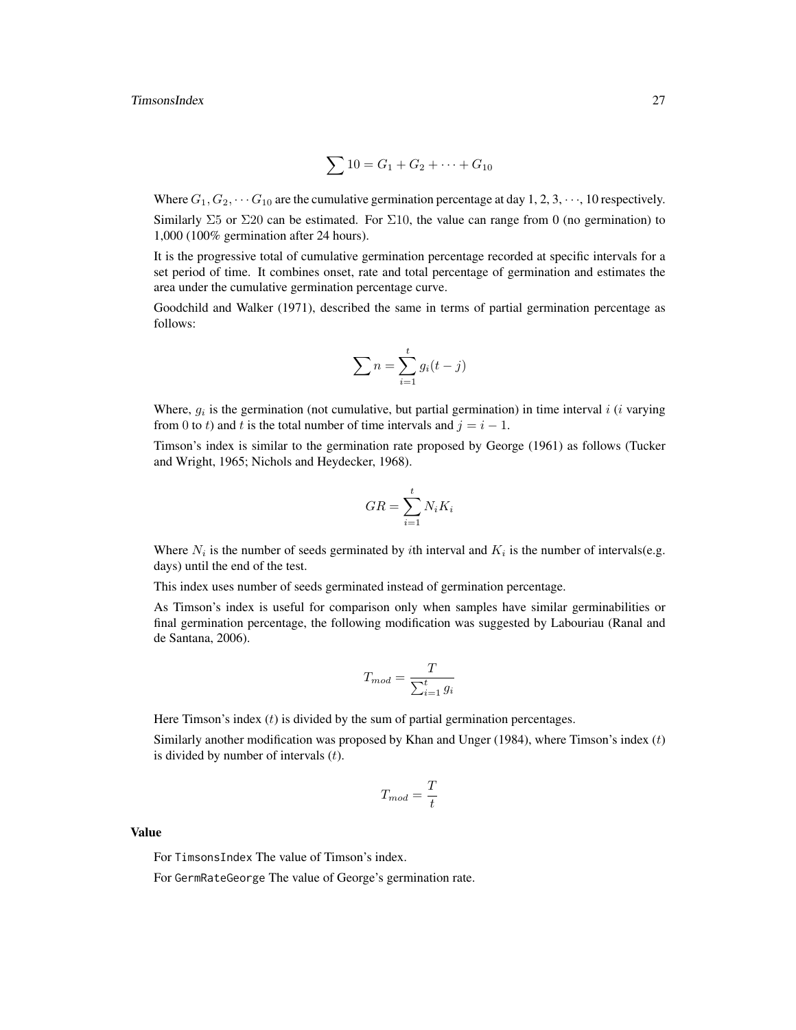$$\sum 10 = G_1 + G_2 + \cdots + G_{10}$$

Where $G_1, G_2, \cdots G_{10}$ are the cumulative germination percentage at day 1, 2, 3, $\cdots$, 10 respectively.

Similarly $\Sigma 5$ or $\Sigma 20$ can be estimated. For $\Sigma 10$, the value can range from 0 (no germination) to 1,000 (100% germination after 24 hours).

It is the progressive total of cumulative germination percentage recorded at specific intervals for a set period of time. It combines onset, rate and total percentage of germination and estimates the area under the cumulative germination percentage curve.

Goodchild and Walker (1971), described the same in terms of partial germination percentage as follows:

$$\sum n = \sum_{i=1}^{t} g_i (t - j)$$

Where, $g_i$ is the germination (not cumulative, but partial germination) in time interval $i$ ($i$ varying from 0 to $t$) and $t$ is the total number of time intervals and $j = i - 1$.

Timson's index is similar to the germination rate proposed by George (1961) as follows (Tucker and Wright, 1965; Nichols and Heydecker, 1968).

$$GR = \sum_{i=1}^{t} N_i K_i$$

Where $N_i$ is the number of seeds germinated by $i$th interval and $K_i$ is the number of intervals(e.g. days) until the end of the test.

This index uses number of seeds germinated instead of germination percentage.

As Timson's index is useful for comparison only when samples have similar germinabilities or final germination percentage, the following modification was suggested by Labouriau (Ranal and de Santana, 2006).

$$T_{mod} = \frac{T}{\sum_{i=1}^{t} g_i}$$

Here Timson's index ($t$) is divided by the sum of partial germination percentages.

Similarly another modification was proposed by Khan and Unger (1984), where Timson's index ($t$) is divided by number of intervals ($t$).

$$T_{mod} = \frac{T}{t}$$

### Value

For `TimsonsIndex` The value of Timson's index.

For `GermRateGeorge` The value of George's germination rate.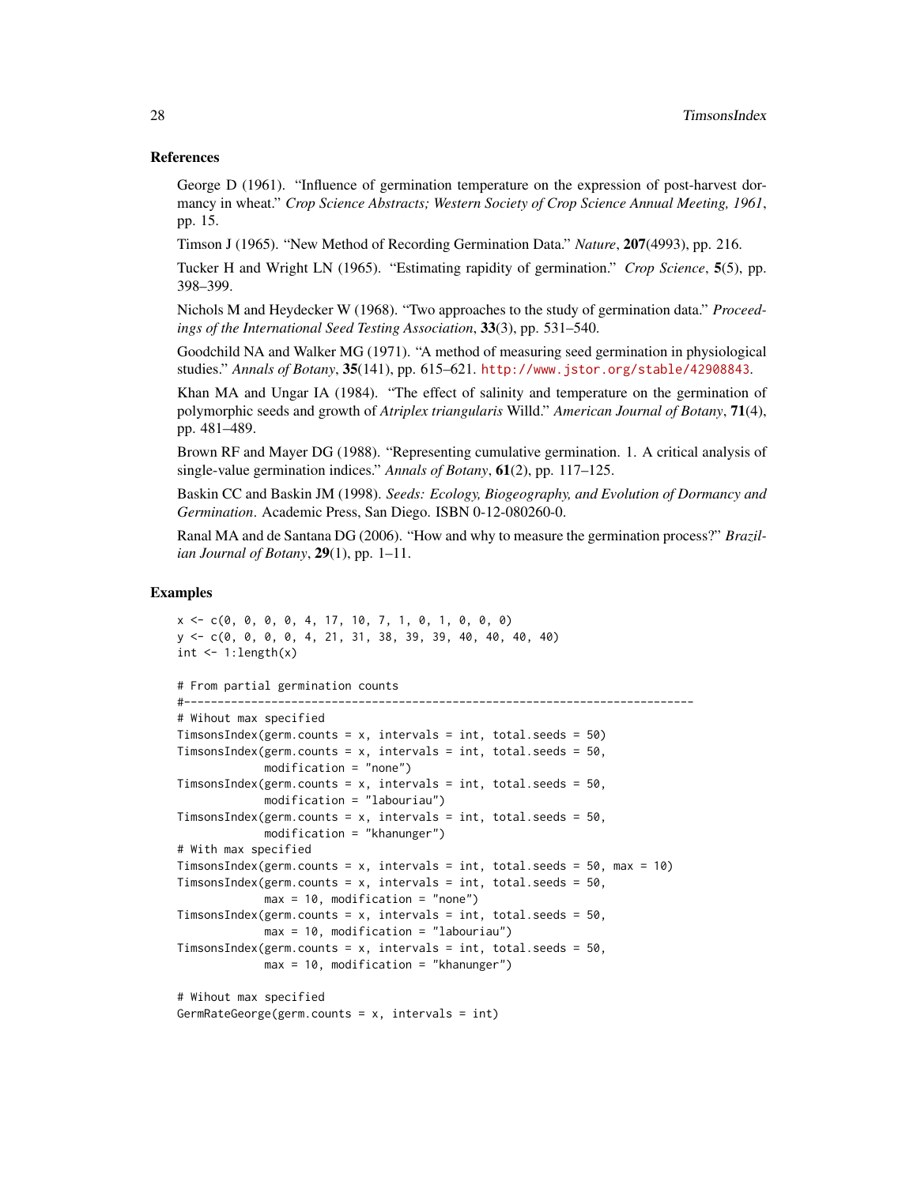## References

George D (1961). "Influence of germination temperature on the expression of post-harvest dormancy in wheat." *Crop Science Abstracts; Western Society of Crop Science Annual Meeting, 1961*, pp. 15.

Timson J (1965). "New Method of Recording Germination Data." *Nature*, **207**(4993), pp. 216.

Tucker H and Wright LN (1965). "Estimating rapidity of germination." *Crop Science*, **5**(5), pp. 398–399.

Nichols M and Heydecker W (1968). "Two approaches to the study of germination data." *Proceedings of the International Seed Testing Association*, **33**(3), pp. 531–540.

Goodchild NA and Walker MG (1971). "A method of measuring seed germination in physiological studies." *Annals of Botany*, **35**(141), pp. 615–621. http://www.jstor.org/stable/42908843.

Khan MA and Ungar IA (1984). "The effect of salinity and temperature on the germination of polymorphic seeds and growth of *Atriplex triangularis* Willd." *American Journal of Botany*, **71**(4), pp. 481–489.

Brown RF and Mayer DG (1988). "Representing cumulative germination. 1. A critical analysis of single-value germination indices." *Annals of Botany*, **61**(2), pp. 117–125.

Baskin CC and Baskin JM (1998). *Seeds: Ecology, Biogeography, and Evolution of Dormancy and Germination*. Academic Press, San Diego. ISBN 0-12-080260-0.

Ranal MA and de Santana DG (2006). "How and why to measure the germination process?" *Brazilian Journal of Botany*, **29**(1), pp. 1–11.

## Examples

```
x <- c(0, 0, 0, 0, 4, 17, 10, 7, 1, 0, 1, 0, 0, 0)
y <- c(0, 0, 0, 0, 4, 21, 31, 38, 39, 39, 40, 40, 40, 40)
int <- 1:length(x)

# From partial germination counts
#----------------------------------------------------------------------------
# Wihout max specified
TimsonsIndex(germ.counts = x, intervals = int, total.seeds = 50)
TimsonsIndex(germ.counts = x, intervals = int, total.seeds = 50,
             modification = "none")
TimsonsIndex(germ.counts = x, intervals = int, total.seeds = 50,
             modification = "labouriau")
TimsonsIndex(germ.counts = x, intervals = int, total.seeds = 50,
             modification = "khanunger")
# With max specified
TimsonsIndex(germ.counts = x, intervals = int, total.seeds = 50, max = 10)
TimsonsIndex(germ.counts = x, intervals = int, total.seeds = 50,
             max = 10, modification = "none")
TimsonsIndex(germ.counts = x, intervals = int, total.seeds = 50,
             max = 10, modification = "labouriau")
TimsonsIndex(germ.counts = x, intervals = int, total.seeds = 50,
             max = 10, modification = "khanunger")

# Wihout max specified
GermRateGeorge(germ.counts = x, intervals = int)
```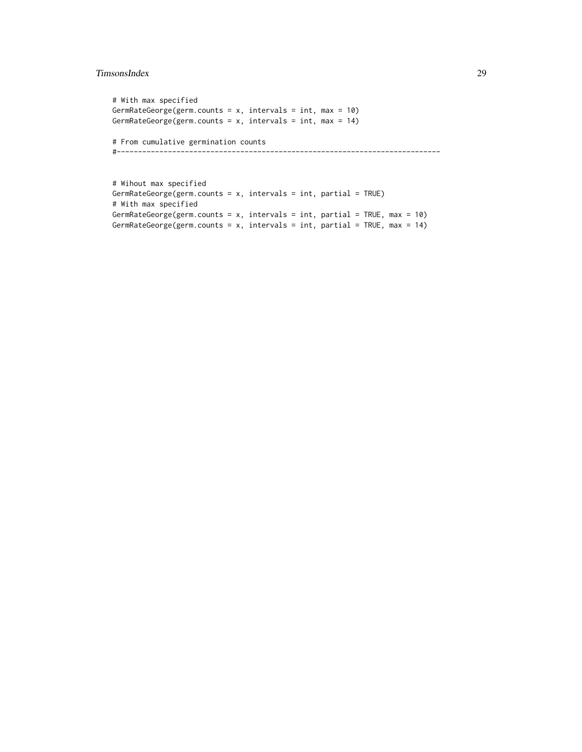```
# With max specified
GermRateGeorge(germ.counts = x, intervals = int, max = 10)
GermRateGeorge(germ.counts = x, intervals = int, max = 14)

# From cumulative germination counts
#----------------------------------------------------------------------------


# Wihout max specified
GermRateGeorge(germ.counts = x, intervals = int, partial = TRUE)
# With max specified
GermRateGeorge(germ.counts = x, intervals = int, partial = TRUE, max = 10)
GermRateGeorge(germ.counts = x, intervals = int, partial = TRUE, max = 14)
```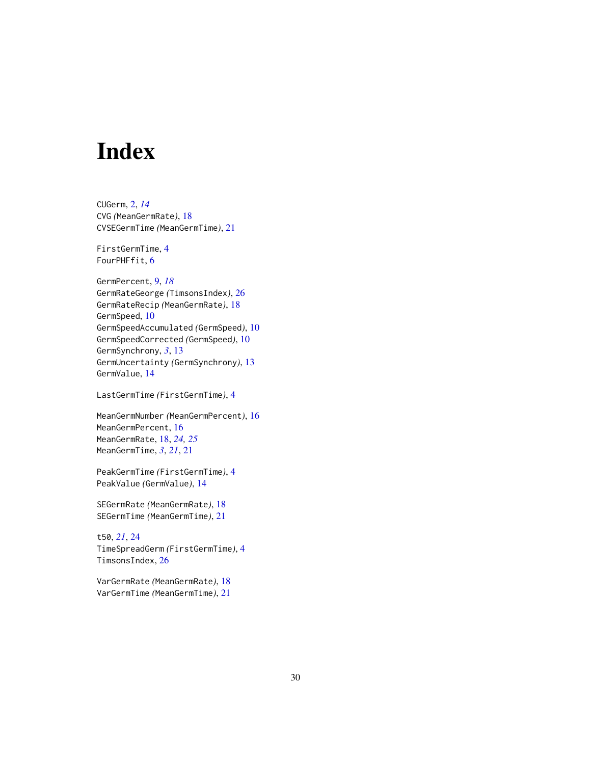# Index

CUGerm, 2, *14*
CVG (MeanGermRate), 18
CVSEGermTime (MeanGermTime), 21

FirstGermTime, 4
FourPHFfit, 6

GermPercent, 9, *18*
GermRateGeorge (TimsonsIndex), 26
GermRateRecip (MeanGermRate), 18
GermSpeed, 10
GermSpeedAccumulated (GermSpeed), 10
GermSpeedCorrected (GermSpeed), 10
GermSynchrony, *3*, 13
GermUncertainty (GermSynchrony), 13
GermValue, 14

LastGermTime (FirstGermTime), 4

MeanGermNumber (MeanGermPercent), 16
MeanGermPercent, 16
MeanGermRate, 18, *24, 25*
MeanGermTime, *3*, *21*, 21

PeakGermTime (FirstGermTime), 4
PeakValue (GermValue), 14

SEGermRate (MeanGermRate), 18
SEGermTime (MeanGermTime), 21

t50, *21*, 24
TimeSpreadGerm (FirstGermTime), 4
TimsonsIndex, 26

VarGermRate (MeanGermRate), 18
VarGermTime (MeanGermTime), 21